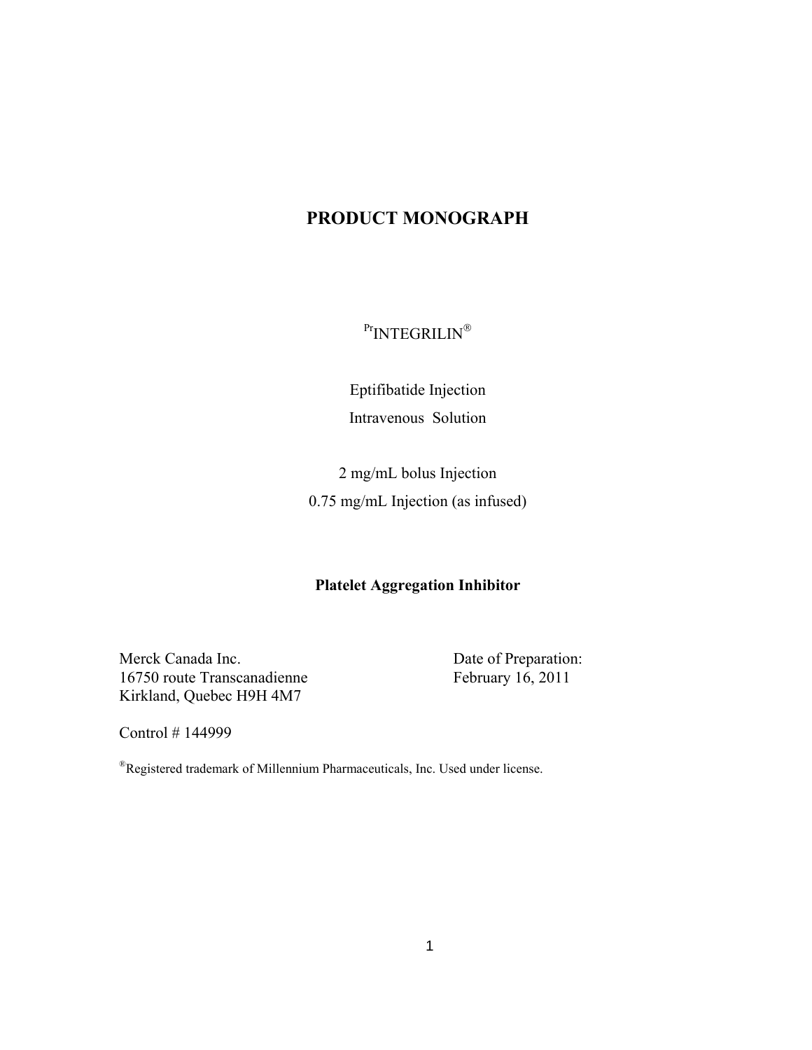# PRODUCT MONOGRAPH

[Pr]INTEGRILIN®

Eptifibatide Injection

Intravenous Solution

2 mg/mL bolus Injection

0.75 mg/mL Injection (as infused)

**Platelet Aggregation Inhibitor**

Merck Canada Inc.
16750 route Transcanadienne
Kirkland, Quebec H9H 4M7

Date of Preparation:
February 16, 2011

Control # 144999

®Registered trademark of Millennium Pharmaceuticals, Inc. Used under license.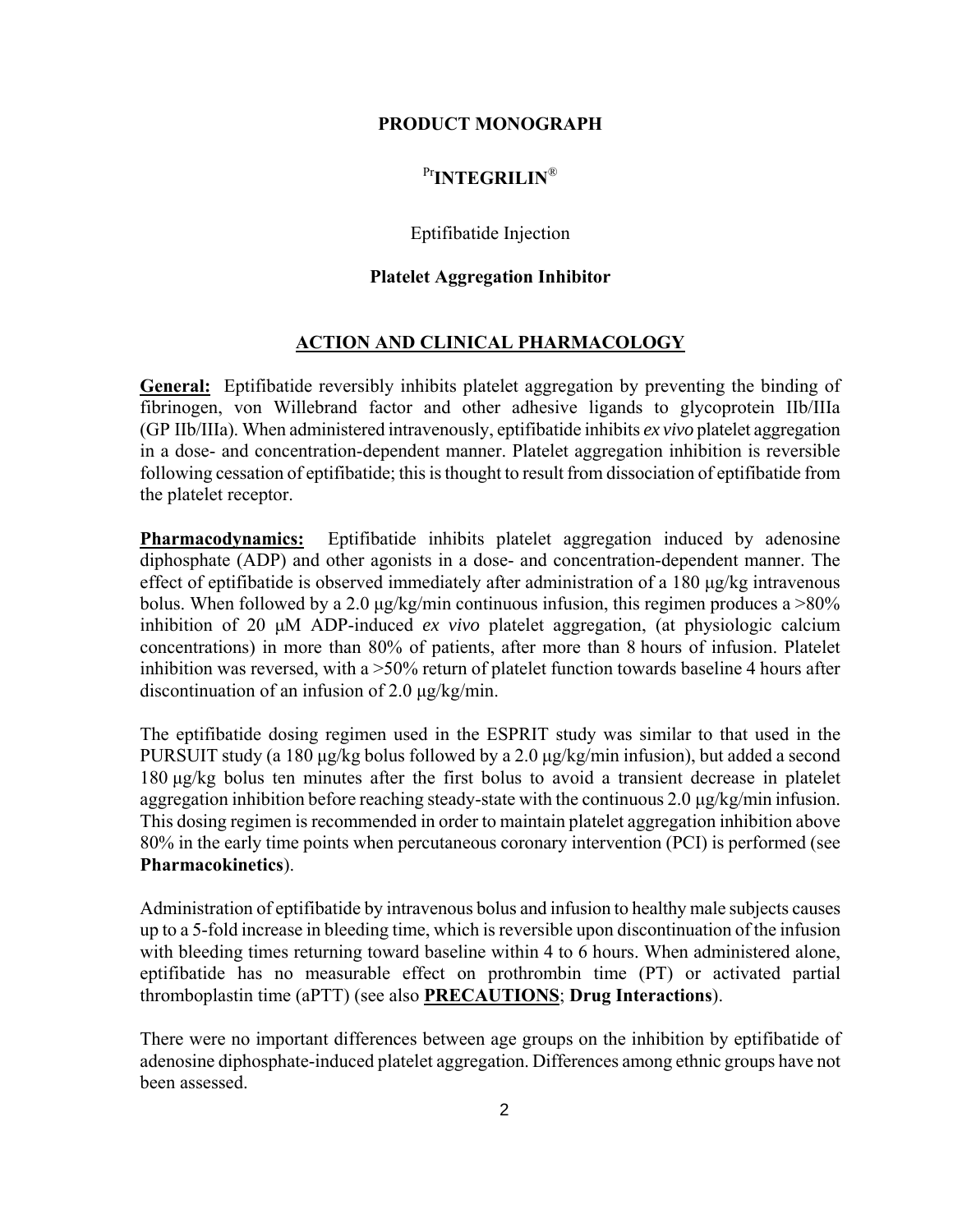**PRODUCT MONOGRAPH**

# [Pr]INTEGRILIN®

Eptifibatide Injection

**Platelet Aggregation Inhibitor**

## ACTION AND CLINICAL PHARMACOLOGY

**General:** Eptifibatide reversibly inhibits platelet aggregation by preventing the binding of fibrinogen, von Willebrand factor and other adhesive ligands to glycoprotein IIb/IIIa (GP IIb/IIIa). When administered intravenously, eptifibatide inhibits *ex vivo* platelet aggregation in a dose- and concentration-dependent manner. Platelet aggregation inhibition is reversible following cessation of eptifibatide; this is thought to result from dissociation of eptifibatide from the platelet receptor.

**Pharmacodynamics:** Eptifibatide inhibits platelet aggregation induced by adenosine diphosphate (ADP) and other agonists in a dose- and concentration-dependent manner. The effect of eptifibatide is observed immediately after administration of a 180 µg/kg intravenous bolus. When followed by a 2.0 µg/kg/min continuous infusion, this regimen produces a >80% inhibition of 20 µM ADP-induced *ex vivo* platelet aggregation, (at physiologic calcium concentrations) in more than 80% of patients, after more than 8 hours of infusion. Platelet inhibition was reversed, with a >50% return of platelet function towards baseline 4 hours after discontinuation of an infusion of 2.0 µg/kg/min.

The eptifibatide dosing regimen used in the ESPRIT study was similar to that used in the PURSUIT study (a 180 µg/kg bolus followed by a 2.0 µg/kg/min infusion), but added a second 180 µg/kg bolus ten minutes after the first bolus to avoid a transient decrease in platelet aggregation inhibition before reaching steady-state with the continuous 2.0 µg/kg/min infusion. This dosing regimen is recommended in order to maintain platelet aggregation inhibition above 80% in the early time points when percutaneous coronary intervention (PCI) is performed (see **Pharmacokinetics**).

Administration of eptifibatide by intravenous bolus and infusion to healthy male subjects causes up to a 5-fold increase in bleeding time, which is reversible upon discontinuation of the infusion with bleeding times returning toward baseline within 4 to 6 hours. When administered alone, eptifibatide has no measurable effect on prothrombin time (PT) or activated partial thromboplastin time (aPTT) (see also **PRECAUTIONS**; **Drug Interactions**).

There were no important differences between age groups on the inhibition by eptifibatide of adenosine diphosphate-induced platelet aggregation. Differences among ethnic groups have not been assessed.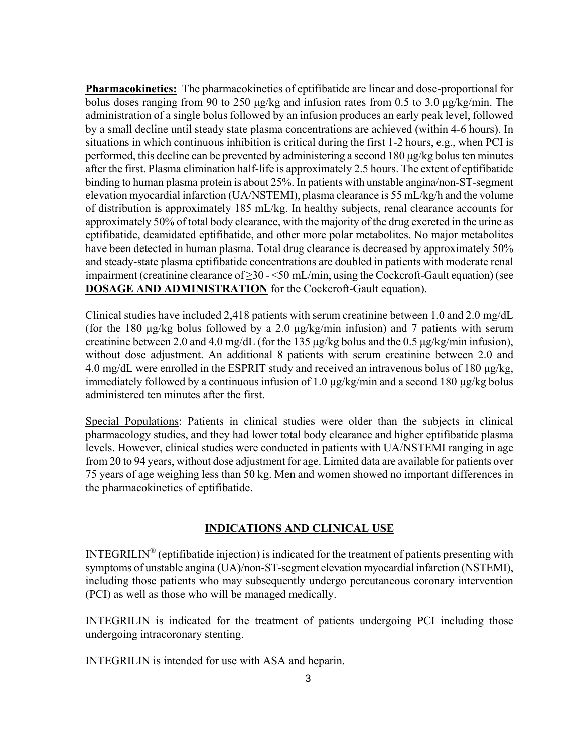**Pharmacokinetics:** The pharmacokinetics of eptifibatide are linear and dose-proportional for bolus doses ranging from 90 to 250 μg/kg and infusion rates from 0.5 to 3.0 μg/kg/min. The administration of a single bolus followed by an infusion produces an early peak level, followed by a small decline until steady state plasma concentrations are achieved (within 4-6 hours). In situations in which continuous inhibition is critical during the first 1-2 hours, e.g., when PCI is performed, this decline can be prevented by administering a second 180 μg/kg bolus ten minutes after the first. Plasma elimination half-life is approximately 2.5 hours. The extent of eptifibatide binding to human plasma protein is about 25%. In patients with unstable angina/non-ST-segment elevation myocardial infarction (UA/NSTEMI), plasma clearance is 55 mL/kg/h and the volume of distribution is approximately 185 mL/kg. In healthy subjects, renal clearance accounts for approximately 50% of total body clearance, with the majority of the drug excreted in the urine as eptifibatide, deamidated eptifibatide, and other more polar metabolites. No major metabolites have been detected in human plasma. Total drug clearance is decreased by approximately 50% and steady-state plasma eptifibatide concentrations are doubled in patients with moderate renal impairment (creatinine clearance of ≥30 - <50 mL/min, using the Cockcroft-Gault equation) (see **DOSAGE AND ADMINISTRATION** for the Cockcroft-Gault equation).

Clinical studies have included 2,418 patients with serum creatinine between 1.0 and 2.0 mg/dL (for the 180 μg/kg bolus followed by a 2.0 μg/kg/min infusion) and 7 patients with serum creatinine between 2.0 and 4.0 mg/dL (for the 135 μg/kg bolus and the 0.5 μg/kg/min infusion), without dose adjustment. An additional 8 patients with serum creatinine between 2.0 and 4.0 mg/dL were enrolled in the ESPRIT study and received an intravenous bolus of 180 μg/kg, immediately followed by a continuous infusion of 1.0 μg/kg/min and a second 180 μg/kg bolus administered ten minutes after the first.

Special Populations: Patients in clinical studies were older than the subjects in clinical pharmacology studies, and they had lower total body clearance and higher eptifibatide plasma levels. However, clinical studies were conducted in patients with UA/NSTEMI ranging in age from 20 to 94 years, without dose adjustment for age. Limited data are available for patients over 75 years of age weighing less than 50 kg. Men and women showed no important differences in the pharmacokinetics of eptifibatide.

## INDICATIONS AND CLINICAL USE

INTEGRILIN® (eptifibatide injection) is indicated for the treatment of patients presenting with symptoms of unstable angina (UA)/non-ST-segment elevation myocardial infarction (NSTEMI), including those patients who may subsequently undergo percutaneous coronary intervention (PCI) as well as those who will be managed medically.

INTEGRILIN is indicated for the treatment of patients undergoing PCI including those undergoing intracoronary stenting.

INTEGRILIN is intended for use with ASA and heparin.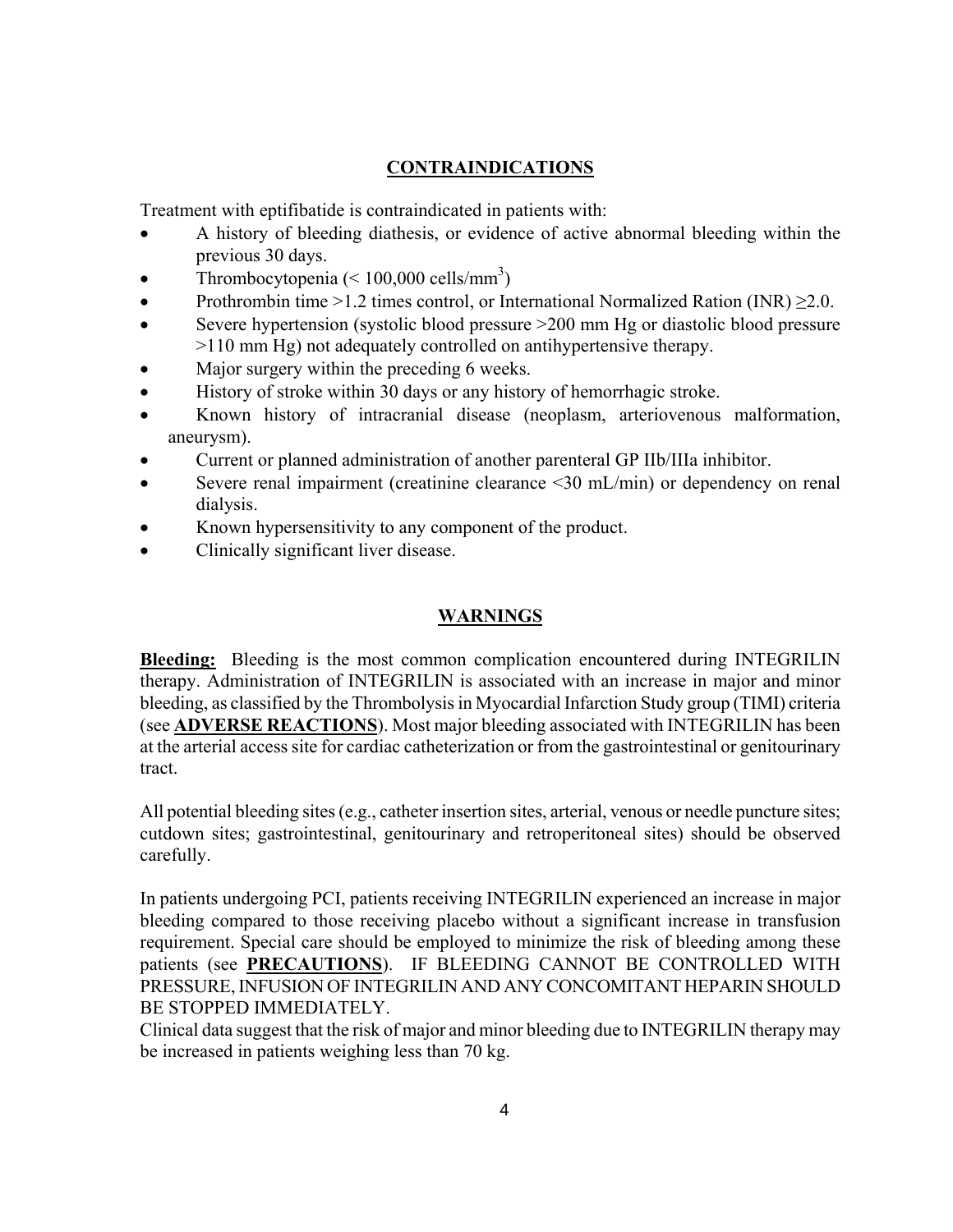## CONTRAINDICATIONS

Treatment with eptifibatide is contraindicated in patients with:

- A history of bleeding diathesis, or evidence of active abnormal bleeding within the previous 30 days.
- Thrombocytopenia (< 100,000 cells/mm$^3$)
- Prothrombin time >1.2 times control, or International Normalized Ration (INR) ≥2.0.
- Severe hypertension (systolic blood pressure >200 mm Hg or diastolic blood pressure >110 mm Hg) not adequately controlled on antihypertensive therapy.
- Major surgery within the preceding 6 weeks.
- History of stroke within 30 days or any history of hemorrhagic stroke.
- Known history of intracranial disease (neoplasm, arteriovenous malformation, aneurysm).
- Current or planned administration of another parenteral GP IIb/IIIa inhibitor.
- Severe renal impairment (creatinine clearance <30 mL/min) or dependency on renal dialysis.
- Known hypersensitivity to any component of the product.
- Clinically significant liver disease.

## WARNINGS

**Bleeding:** Bleeding is the most common complication encountered during INTEGRILIN therapy. Administration of INTEGRILIN is associated with an increase in major and minor bleeding, as classified by the Thrombolysis in Myocardial Infarction Study group (TIMI) criteria (see **ADVERSE REACTIONS**). Most major bleeding associated with INTEGRILIN has been at the arterial access site for cardiac catheterization or from the gastrointestinal or genitourinary tract.

All potential bleeding sites (e.g., catheter insertion sites, arterial, venous or needle puncture sites; cutdown sites; gastrointestinal, genitourinary and retroperitoneal sites) should be observed carefully.

In patients undergoing PCI, patients receiving INTEGRILIN experienced an increase in major bleeding compared to those receiving placebo without a significant increase in transfusion requirement. Special care should be employed to minimize the risk of bleeding among these patients (see **PRECAUTIONS**). IF BLEEDING CANNOT BE CONTROLLED WITH PRESSURE, INFUSION OF INTEGRILIN AND ANY CONCOMITANT HEPARIN SHOULD BE STOPPED IMMEDIATELY.

Clinical data suggest that the risk of major and minor bleeding due to INTEGRILIN therapy may be increased in patients weighing less than 70 kg.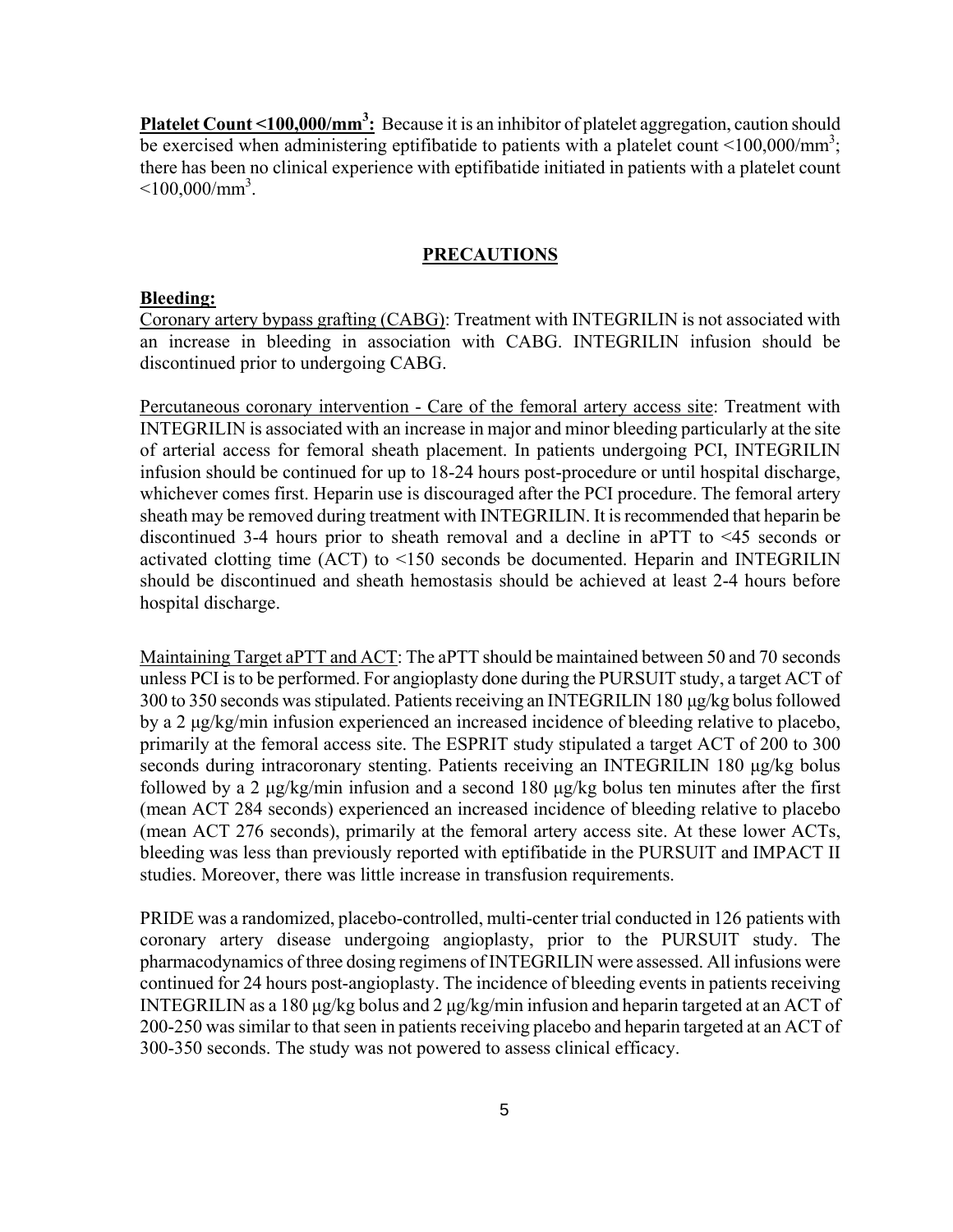**Platelet Count <100,000/mm$^3$:** Because it is an inhibitor of platelet aggregation, caution should be exercised when administering eptifibatide to patients with a platelet count <100,000/mm$^3$; there has been no clinical experience with eptifibatide initiated in patients with a platelet count <100,000/mm$^3$.

## PRECAUTIONS

**Bleeding:**

Coronary artery bypass grafting (CABG): Treatment with INTEGRILIN is not associated with an increase in bleeding in association with CABG. INTEGRILIN infusion should be discontinued prior to undergoing CABG.

Percutaneous coronary intervention - Care of the femoral artery access site: Treatment with INTEGRILIN is associated with an increase in major and minor bleeding particularly at the site of arterial access for femoral sheath placement. In patients undergoing PCI, INTEGRILIN infusion should be continued for up to 18-24 hours post-procedure or until hospital discharge, whichever comes first. Heparin use is discouraged after the PCI procedure. The femoral artery sheath may be removed during treatment with INTEGRILIN. It is recommended that heparin be discontinued 3-4 hours prior to sheath removal and a decline in aPTT to <45 seconds or activated clotting time (ACT) to <150 seconds be documented. Heparin and INTEGRILIN should be discontinued and sheath hemostasis should be achieved at least 2-4 hours before hospital discharge.

Maintaining Target aPTT and ACT: The aPTT should be maintained between 50 and 70 seconds unless PCI is to be performed. For angioplasty done during the PURSUIT study, a target ACT of 300 to 350 seconds was stipulated. Patients receiving an INTEGRILIN 180 μg/kg bolus followed by a 2 μg/kg/min infusion experienced an increased incidence of bleeding relative to placebo, primarily at the femoral access site. The ESPRIT study stipulated a target ACT of 200 to 300 seconds during intracoronary stenting. Patients receiving an INTEGRILIN 180 μg/kg bolus followed by a 2 μg/kg/min infusion and a second 180 μg/kg bolus ten minutes after the first (mean ACT 284 seconds) experienced an increased incidence of bleeding relative to placebo (mean ACT 276 seconds), primarily at the femoral artery access site. At these lower ACTs, bleeding was less than previously reported with eptifibatide in the PURSUIT and IMPACT II studies. Moreover, there was little increase in transfusion requirements.

PRIDE was a randomized, placebo-controlled, multi-center trial conducted in 126 patients with coronary artery disease undergoing angioplasty, prior to the PURSUIT study. The pharmacodynamics of three dosing regimens of INTEGRILIN were assessed. All infusions were continued for 24 hours post-angioplasty. The incidence of bleeding events in patients receiving INTEGRILIN as a 180 μg/kg bolus and 2 μg/kg/min infusion and heparin targeted at an ACT of 200-250 was similar to that seen in patients receiving placebo and heparin targeted at an ACT of 300-350 seconds. The study was not powered to assess clinical efficacy.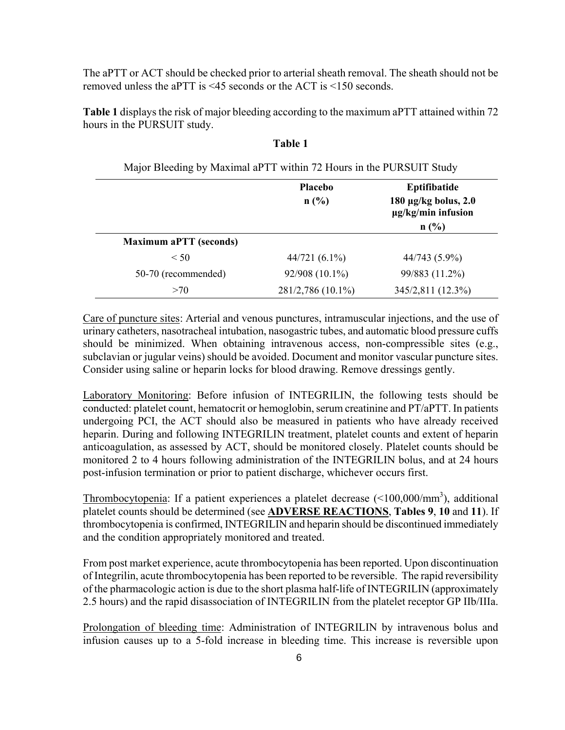The aPTT or ACT should be checked prior to arterial sheath removal. The sheath should not be removed unless the aPTT is <45 seconds or the ACT is <150 seconds.

**Table 1** displays the risk of major bleeding according to the maximum aPTT attained within 72 hours in the PURSUIT study.

**Table 1**

Major Bleeding by Maximal aPTT within 72 Hours in the PURSUIT Study

| | **Placebo** **n (%)** | **Eptifibatide** **180 µg/kg bolus, 2.0 µg/kg/min infusion** **n (%)** |
|---|---|---|
| **Maximum aPTT (seconds)** | | |
| < 50 | 44/721 (6.1%) | 44/743 (5.9%) |
| 50-70 (recommended) | 92/908 (10.1%) | 99/883 (11.2%) |
| >70 | 281/2,786 (10.1%) | 345/2,811 (12.3%) |

Care of puncture sites: Arterial and venous punctures, intramuscular injections, and the use of urinary catheters, nasotracheal intubation, nasogastric tubes, and automatic blood pressure cuffs should be minimized. When obtaining intravenous access, non-compressible sites (e.g., subclavian or jugular veins) should be avoided. Document and monitor vascular puncture sites. Consider using saline or heparin locks for blood drawing. Remove dressings gently.

Laboratory Monitoring: Before infusion of INTEGRILIN, the following tests should be conducted: platelet count, hematocrit or hemoglobin, serum creatinine and PT/aPTT. In patients undergoing PCI, the ACT should also be measured in patients who have already received heparin. During and following INTEGRILIN treatment, platelet counts and extent of heparin anticoagulation, as assessed by ACT, should be monitored closely. Platelet counts should be monitored 2 to 4 hours following administration of the INTEGRILIN bolus, and at 24 hours post-infusion termination or prior to patient discharge, whichever occurs first.

Thrombocytopenia: If a patient experiences a platelet decrease (<100,000/mm$^3$), additional platelet counts should be determined (see **ADVERSE REACTIONS**, **Tables 9**, **10** and **11**). If thrombocytopenia is confirmed, INTEGRILIN and heparin should be discontinued immediately and the condition appropriately monitored and treated.

From post market experience, acute thrombocytopenia has been reported. Upon discontinuation of Integrilin, acute thrombocytopenia has been reported to be reversible. The rapid reversibility of the pharmacologic action is due to the short plasma half-life of INTEGRILIN (approximately 2.5 hours) and the rapid disassociation of INTEGRILIN from the platelet receptor GP IIb/IIIa.

Prolongation of bleeding time: Administration of INTEGRILIN by intravenous bolus and infusion causes up to a 5-fold increase in bleeding time. This increase is reversible upon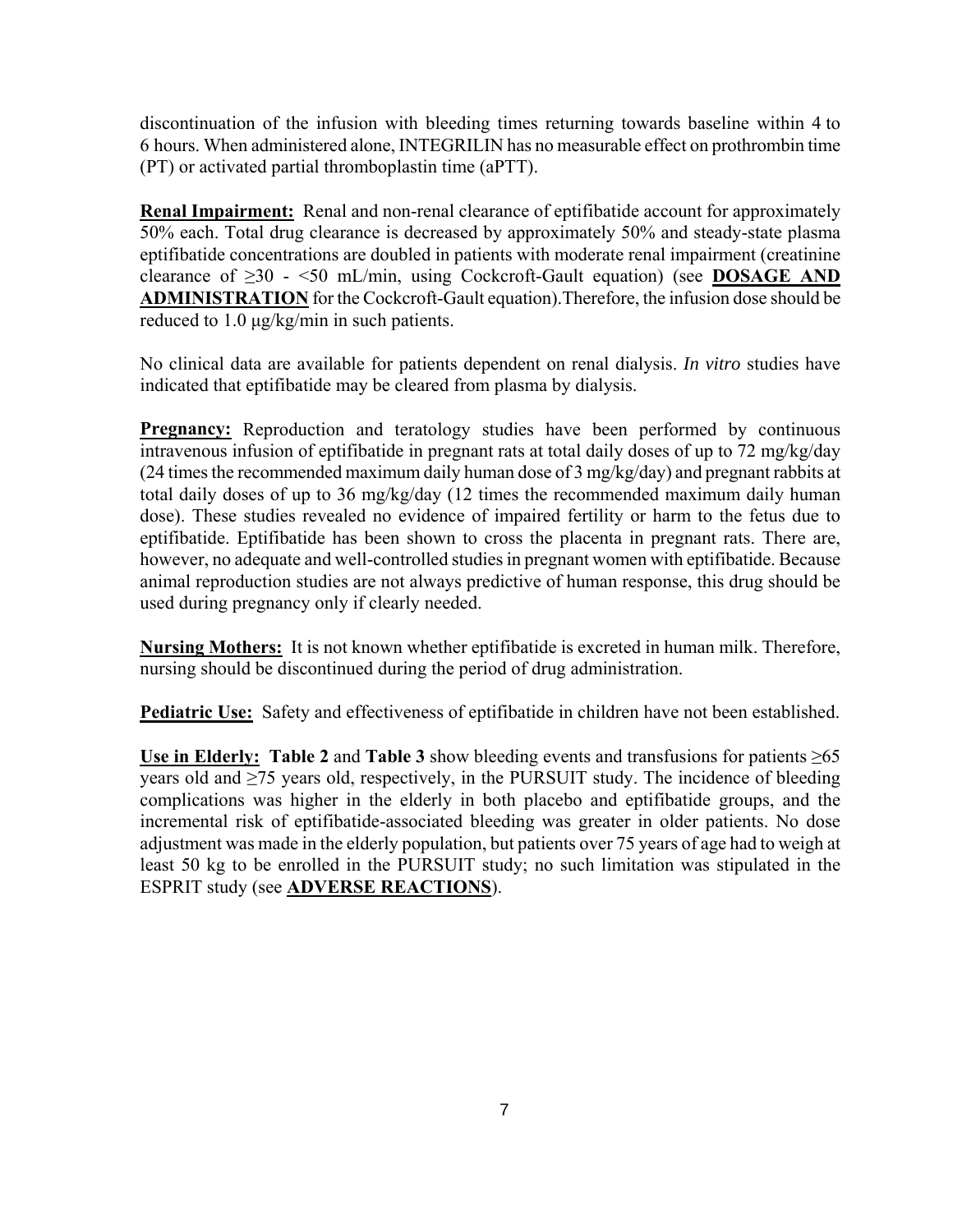discontinuation of the infusion with bleeding times returning towards baseline within 4 to 6 hours. When administered alone, INTEGRILIN has no measurable effect on prothrombin time (PT) or activated partial thromboplastin time (aPTT).

**Renal Impairment:** Renal and non-renal clearance of eptifibatide account for approximately 50% each. Total drug clearance is decreased by approximately 50% and steady-state plasma eptifibatide concentrations are doubled in patients with moderate renal impairment (creatinine clearance of ≥30 - <50 mL/min, using Cockcroft-Gault equation) (see **DOSAGE AND ADMINISTRATION** for the Cockcroft-Gault equation).Therefore, the infusion dose should be reduced to 1.0 µg/kg/min in such patients.

No clinical data are available for patients dependent on renal dialysis. *In vitro* studies have indicated that eptifibatide may be cleared from plasma by dialysis.

**Pregnancy:** Reproduction and teratology studies have been performed by continuous intravenous infusion of eptifibatide in pregnant rats at total daily doses of up to 72 mg/kg/day (24 times the recommended maximum daily human dose of 3 mg/kg/day) and pregnant rabbits at total daily doses of up to 36 mg/kg/day (12 times the recommended maximum daily human dose). These studies revealed no evidence of impaired fertility or harm to the fetus due to eptifibatide. Eptifibatide has been shown to cross the placenta in pregnant rats. There are, however, no adequate and well-controlled studies in pregnant women with eptifibatide. Because animal reproduction studies are not always predictive of human response, this drug should be used during pregnancy only if clearly needed.

**Nursing Mothers:** It is not known whether eptifibatide is excreted in human milk. Therefore, nursing should be discontinued during the period of drug administration.

**Pediatric Use:** Safety and effectiveness of eptifibatide in children have not been established.

**Use in Elderly:** **Table 2** and **Table 3** show bleeding events and transfusions for patients ≥65 years old and ≥75 years old, respectively, in the PURSUIT study. The incidence of bleeding complications was higher in the elderly in both placebo and eptifibatide groups, and the incremental risk of eptifibatide-associated bleeding was greater in older patients. No dose adjustment was made in the elderly population, but patients over 75 years of age had to weigh at least 50 kg to be enrolled in the PURSUIT study; no such limitation was stipulated in the ESPRIT study (see **ADVERSE REACTIONS**).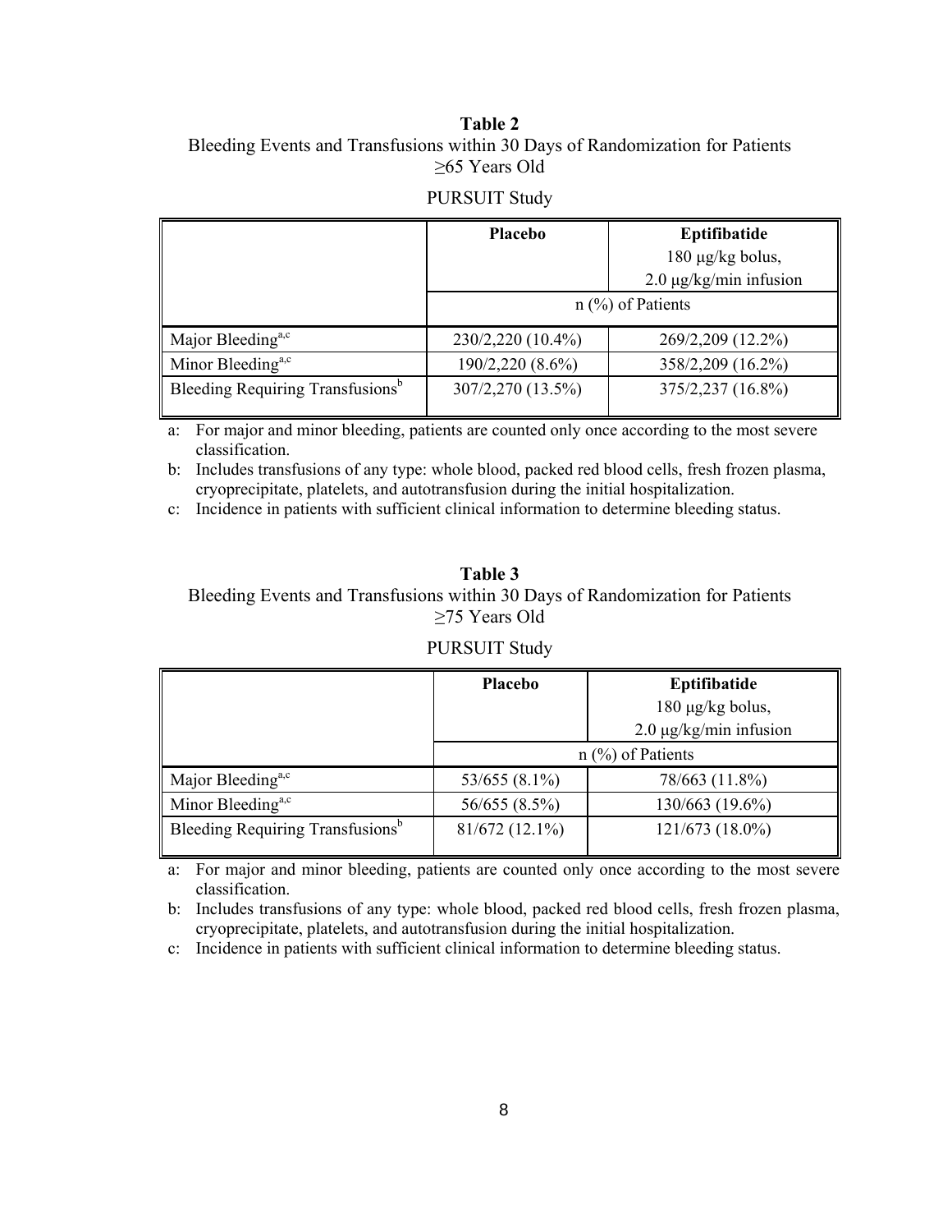**Table 2**
Bleeding Events and Transfusions within 30 Days of Randomization for Patients ≥65 Years Old

PURSUIT Study

| | Placebo | Eptifibatide 180 μg/kg bolus, 2.0 μg/kg/min infusion |
|---|---|---|
| | n (%) of Patients | |
| Major Bleeding[a,c] | 230/2,220 (10.4%) | 269/2,209 (12.2%) |
| Minor Bleeding[a,c] | 190/2,220 (8.6%) | 358/2,209 (16.2%) |
| Bleeding Requiring Transfusions[b] | 307/2,270 (13.5%) | 375/2,237 (16.8%) |

a: For major and minor bleeding, patients are counted only once according to the most severe classification.

b: Includes transfusions of any type: whole blood, packed red blood cells, fresh frozen plasma, cryoprecipitate, platelets, and autotransfusion during the initial hospitalization.

c: Incidence in patients with sufficient clinical information to determine bleeding status.

**Table 3**
Bleeding Events and Transfusions within 30 Days of Randomization for Patients ≥75 Years Old

PURSUIT Study

| | Placebo | Eptifibatide 180 μg/kg bolus, 2.0 μg/kg/min infusion |
|---|---|---|
| | n (%) of Patients | |
| Major Bleeding[a,c] | 53/655 (8.1%) | 78/663 (11.8%) |
| Minor Bleeding[a,c] | 56/655 (8.5%) | 130/663 (19.6%) |
| Bleeding Requiring Transfusions[b] | 81/672 (12.1%) | 121/673 (18.0%) |

a: For major and minor bleeding, patients are counted only once according to the most severe classification.

b: Includes transfusions of any type: whole blood, packed red blood cells, fresh frozen plasma, cryoprecipitate, platelets, and autotransfusion during the initial hospitalization.

c: Incidence in patients with sufficient clinical information to determine bleeding status.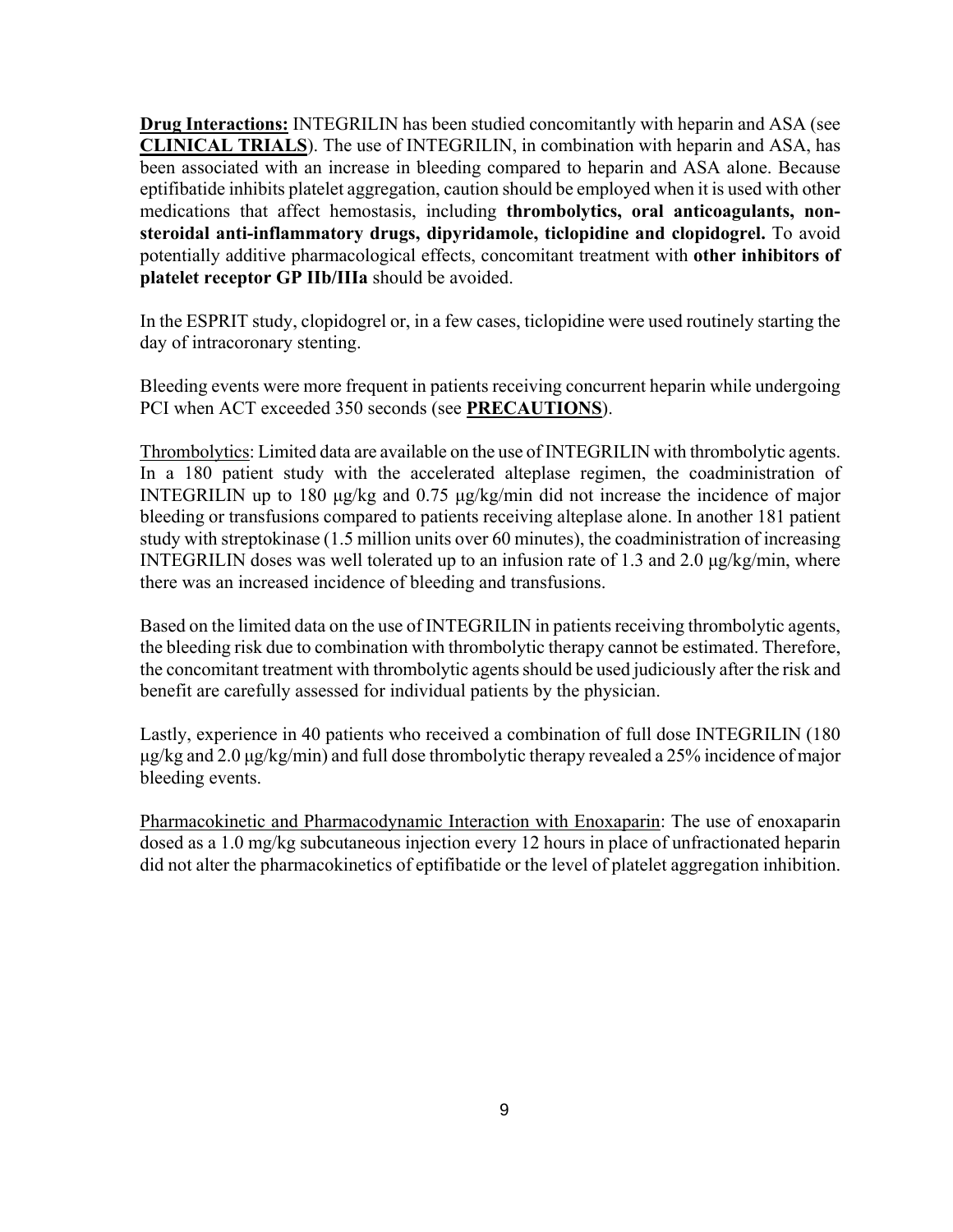**Drug Interactions:** INTEGRILIN has been studied concomitantly with heparin and ASA (see **CLINICAL TRIALS**). The use of INTEGRILIN, in combination with heparin and ASA, has been associated with an increase in bleeding compared to heparin and ASA alone. Because eptifibatide inhibits platelet aggregation, caution should be employed when it is used with other medications that affect hemostasis, including **thrombolytics, oral anticoagulants, non-steroidal anti-inflammatory drugs, dipyridamole, ticlopidine and clopidogrel.** To avoid potentially additive pharmacological effects, concomitant treatment with **other inhibitors of platelet receptor GP IIb/IIIa** should be avoided.

In the ESPRIT study, clopidogrel or, in a few cases, ticlopidine were used routinely starting the day of intracoronary stenting.

Bleeding events were more frequent in patients receiving concurrent heparin while undergoing PCI when ACT exceeded 350 seconds (see **PRECAUTIONS**).

Thrombolytics: Limited data are available on the use of INTEGRILIN with thrombolytic agents. In a 180 patient study with the accelerated alteplase regimen, the coadministration of INTEGRILIN up to 180 μg/kg and 0.75 μg/kg/min did not increase the incidence of major bleeding or transfusions compared to patients receiving alteplase alone. In another 181 patient study with streptokinase (1.5 million units over 60 minutes), the coadministration of increasing INTEGRILIN doses was well tolerated up to an infusion rate of 1.3 and 2.0 μg/kg/min, where there was an increased incidence of bleeding and transfusions.

Based on the limited data on the use of INTEGRILIN in patients receiving thrombolytic agents, the bleeding risk due to combination with thrombolytic therapy cannot be estimated. Therefore, the concomitant treatment with thrombolytic agents should be used judiciously after the risk and benefit are carefully assessed for individual patients by the physician.

Lastly, experience in 40 patients who received a combination of full dose INTEGRILIN (180 μg/kg and 2.0 μg/kg/min) and full dose thrombolytic therapy revealed a 25% incidence of major bleeding events.

Pharmacokinetic and Pharmacodynamic Interaction with Enoxaparin: The use of enoxaparin dosed as a 1.0 mg/kg subcutaneous injection every 12 hours in place of unfractionated heparin did not alter the pharmacokinetics of eptifibatide or the level of platelet aggregation inhibition.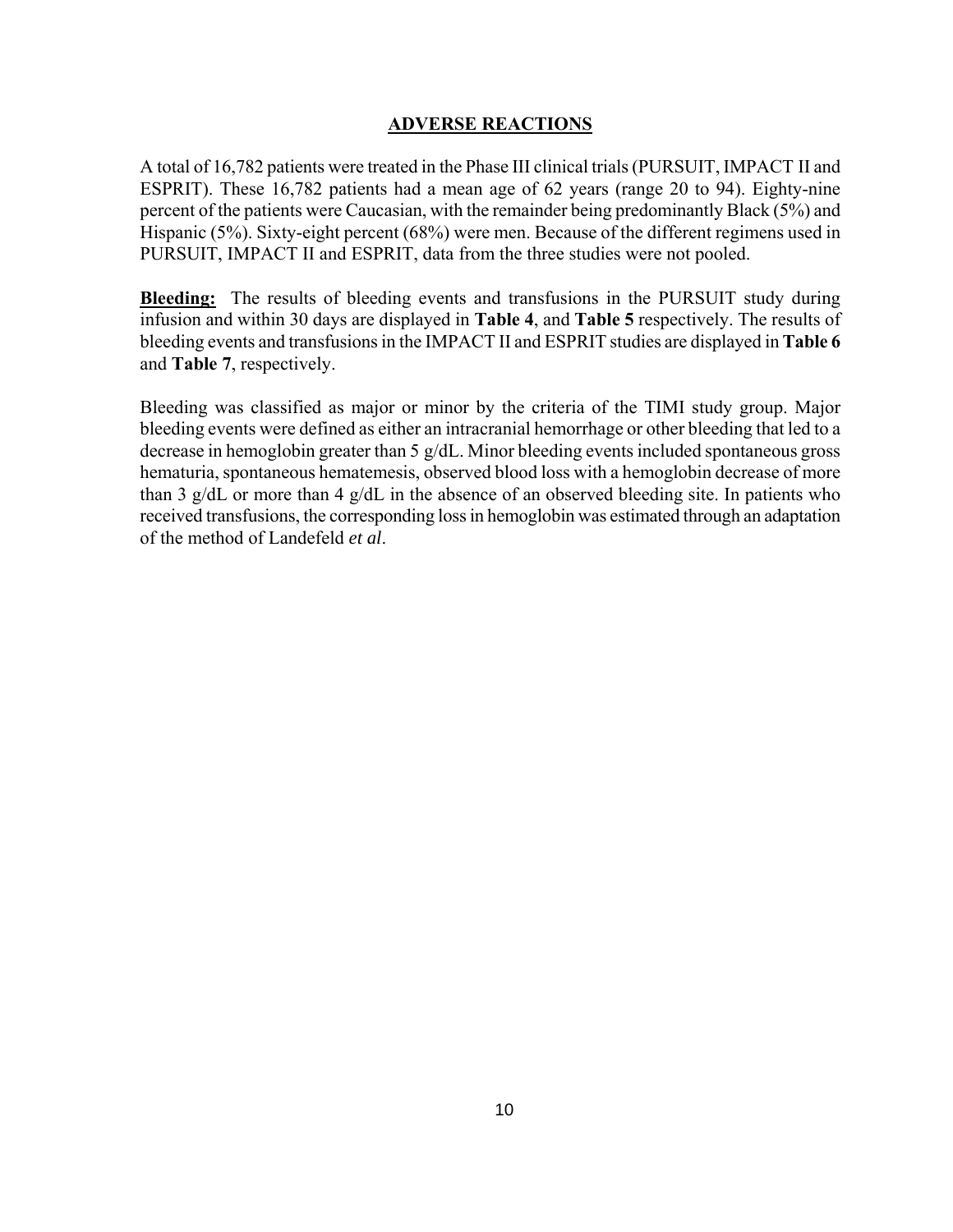## ADVERSE REACTIONS

A total of 16,782 patients were treated in the Phase III clinical trials (PURSUIT, IMPACT II and ESPRIT). These 16,782 patients had a mean age of 62 years (range 20 to 94). Eighty-nine percent of the patients were Caucasian, with the remainder being predominantly Black (5%) and Hispanic (5%). Sixty-eight percent (68%) were men. Because of the different regimens used in PURSUIT, IMPACT II and ESPRIT, data from the three studies were not pooled.

**Bleeding:** The results of bleeding events and transfusions in the PURSUIT study during infusion and within 30 days are displayed in **Table 4**, and **Table 5** respectively. The results of bleeding events and transfusions in the IMPACT II and ESPRIT studies are displayed in **Table 6** and **Table 7**, respectively.

Bleeding was classified as major or minor by the criteria of the TIMI study group. Major bleeding events were defined as either an intracranial hemorrhage or other bleeding that led to a decrease in hemoglobin greater than 5 g/dL. Minor bleeding events included spontaneous gross hematuria, spontaneous hematemesis, observed blood loss with a hemoglobin decrease of more than 3 g/dL or more than 4 g/dL in the absence of an observed bleeding site. In patients who received transfusions, the corresponding loss in hemoglobin was estimated through an adaptation of the method of Landefeld *et al*.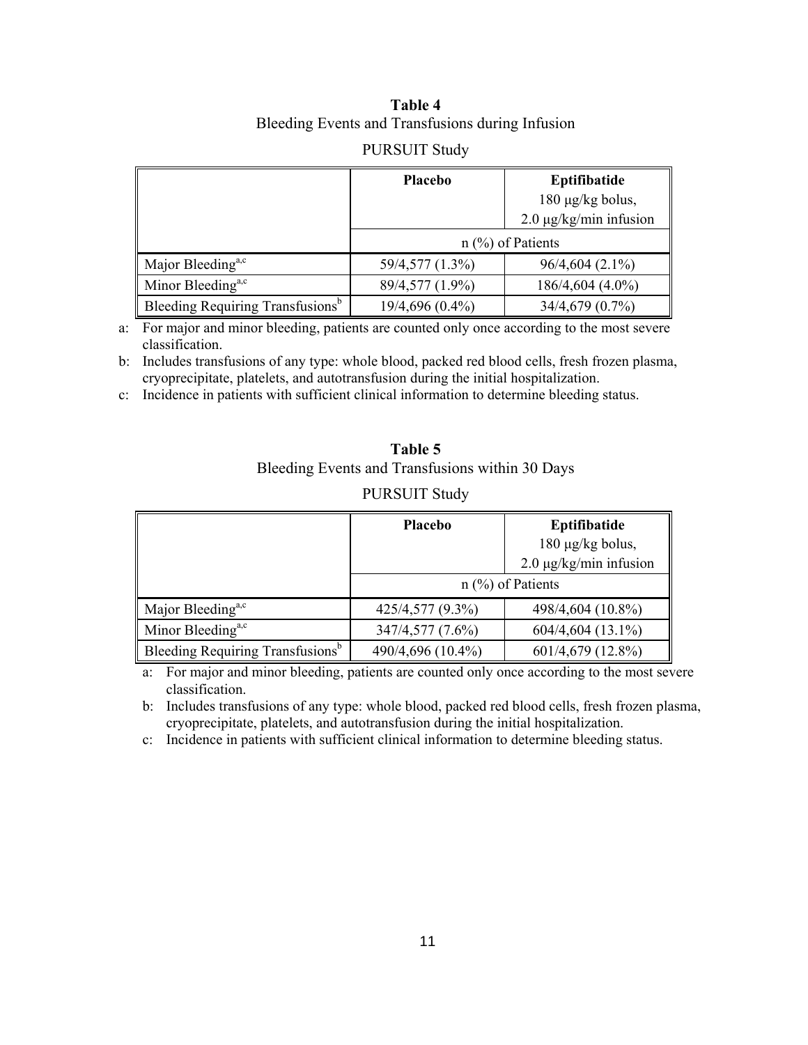**Table 4**
Bleeding Events and Transfusions during Infusion

PURSUIT Study

| | Placebo | Eptifibatide 180 μg/kg bolus, 2.0 μg/kg/min infusion |
|---|---|---|
| | n (%) of Patients | |
| Major Bleeding[a,c] | 59/4,577 (1.3%) | 96/4,604 (2.1%) |
| Minor Bleeding[a,c] | 89/4,577 (1.9%) | 186/4,604 (4.0%) |
| Bleeding Requiring Transfusions[b] | 19/4,696 (0.4%) | 34/4,679 (0.7%) |

a: For major and minor bleeding, patients are counted only once according to the most severe classification.

b: Includes transfusions of any type: whole blood, packed red blood cells, fresh frozen plasma, cryoprecipitate, platelets, and autotransfusion during the initial hospitalization.

c: Incidence in patients with sufficient clinical information to determine bleeding status.

**Table 5**
Bleeding Events and Transfusions within 30 Days

PURSUIT Study

| | Placebo | Eptifibatide 180 μg/kg bolus, 2.0 μg/kg/min infusion |
|---|---|---|
| | n (%) of Patients | |
| Major Bleeding[a,c] | 425/4,577 (9.3%) | 498/4,604 (10.8%) |
| Minor Bleeding[a,c] | 347/4,577 (7.6%) | 604/4,604 (13.1%) |
| Bleeding Requiring Transfusions[b] | 490/4,696 (10.4%) | 601/4,679 (12.8%) |

a: For major and minor bleeding, patients are counted only once according to the most severe classification.

b: Includes transfusions of any type: whole blood, packed red blood cells, fresh frozen plasma, cryoprecipitate, platelets, and autotransfusion during the initial hospitalization.

c: Incidence in patients with sufficient clinical information to determine bleeding status.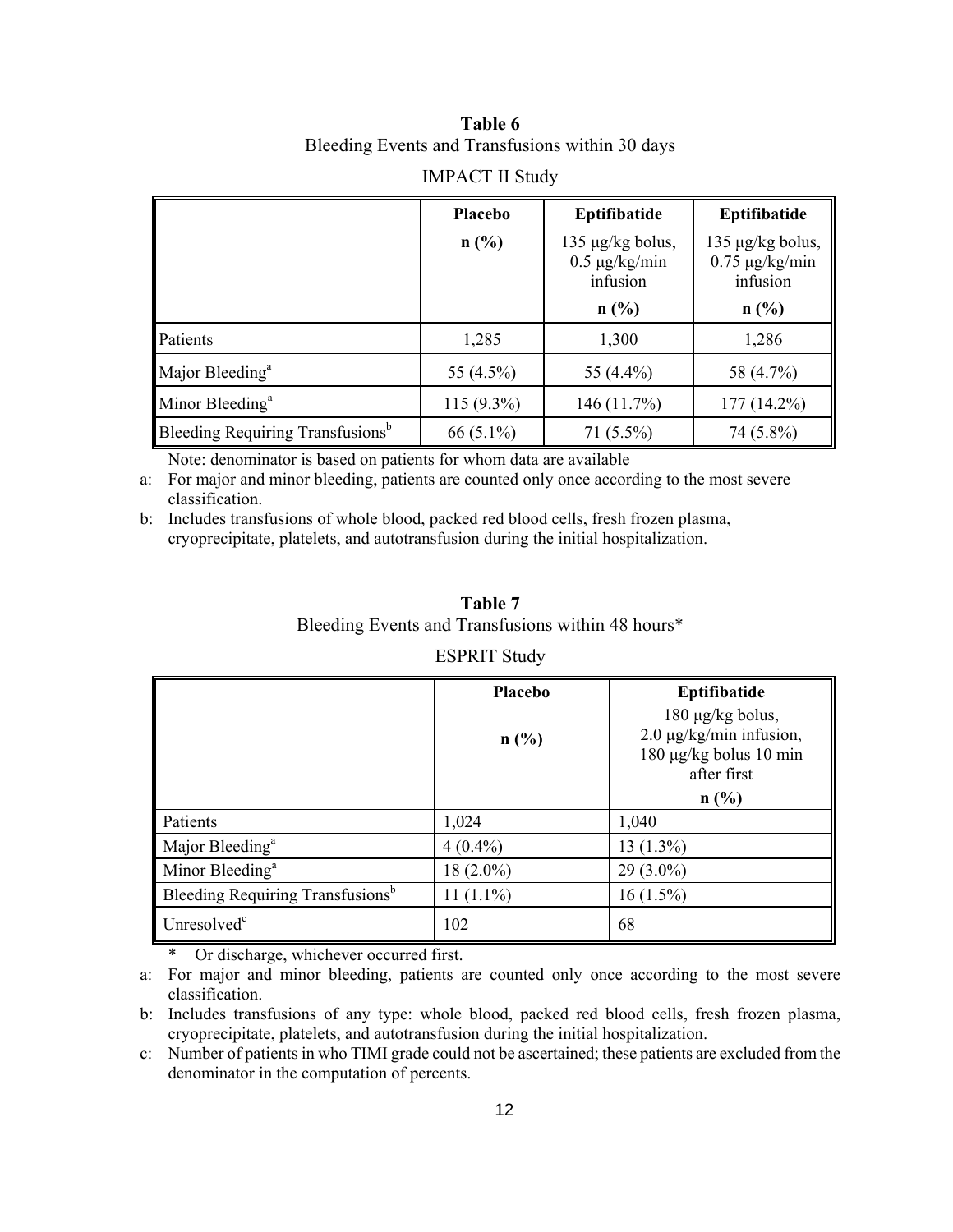**Table 6**
Bleeding Events and Transfusions within 30 days

IMPACT II Study

| | Placebo<br>n (%) | Eptifibatide<br>135 μg/kg bolus, 0.5 μg/kg/min infusion<br>n (%) | Eptifibatide<br>135 μg/kg bolus, 0.75 μg/kg/min infusion<br>n (%) |
|---|---|---|---|
| Patients | 1,285 | 1,300 | 1,286 |
| Major Bleeding[a] | 55 (4.5%) | 55 (4.4%) | 58 (4.7%) |
| Minor Bleeding[a] | 115 (9.3%) | 146 (11.7%) | 177 (14.2%) |
| Bleeding Requiring Transfusions[b] | 66 (5.1%) | 71 (5.5%) | 74 (5.8%) |

Note: denominator is based on patients for whom data are available

a: For major and minor bleeding, patients are counted only once according to the most severe classification.

b: Includes transfusions of whole blood, packed red blood cells, fresh frozen plasma, cryoprecipitate, platelets, and autotransfusion during the initial hospitalization.

**Table 7**
Bleeding Events and Transfusions within 48 hours*

ESPRIT Study

| | Placebo<br>n (%) | Eptifibatide<br>180 μg/kg bolus, 2.0 μg/kg/min infusion, 180 μg/kg bolus 10 min after first<br>n (%) |
|---|---|---|
| Patients | 1,024 | 1,040 |
| Major Bleeding[a] | 4 (0.4%) | 13 (1.3%) |
| Minor Bleeding[a] | 18 (2.0%) | 29 (3.0%) |
| Bleeding Requiring Transfusions[b] | 11 (1.1%) | 16 (1.5%) |
| Unresolved[c] | 102 | 68 |

\* Or discharge, whichever occurred first.

a: For major and minor bleeding, patients are counted only once according to the most severe classification.

b: Includes transfusions of any type: whole blood, packed red blood cells, fresh frozen plasma, cryoprecipitate, platelets, and autotransfusion during the initial hospitalization.

c: Number of patients in who TIMI grade could not be ascertained; these patients are excluded from the denominator in the computation of percents.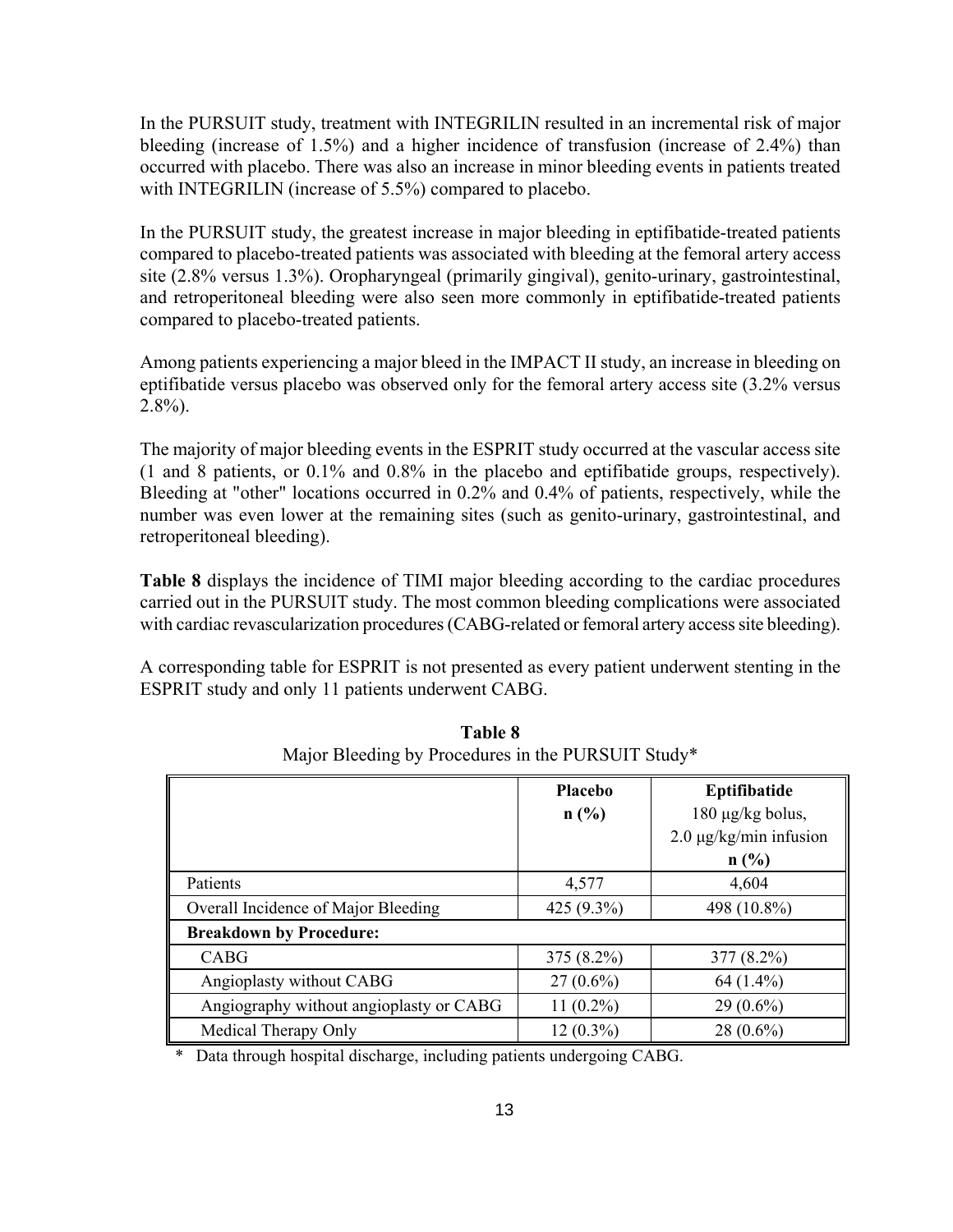In the PURSUIT study, treatment with INTEGRILIN resulted in an incremental risk of major bleeding (increase of 1.5%) and a higher incidence of transfusion (increase of 2.4%) than occurred with placebo. There was also an increase in minor bleeding events in patients treated with INTEGRILIN (increase of 5.5%) compared to placebo.

In the PURSUIT study, the greatest increase in major bleeding in eptifibatide-treated patients compared to placebo-treated patients was associated with bleeding at the femoral artery access site (2.8% versus 1.3%). Oropharyngeal (primarily gingival), genito-urinary, gastrointestinal, and retroperitoneal bleeding were also seen more commonly in eptifibatide-treated patients compared to placebo-treated patients.

Among patients experiencing a major bleed in the IMPACT II study, an increase in bleeding on eptifibatide versus placebo was observed only for the femoral artery access site (3.2% versus 2.8%).

The majority of major bleeding events in the ESPRIT study occurred at the vascular access site (1 and 8 patients, or 0.1% and 0.8% in the placebo and eptifibatide groups, respectively). Bleeding at "other" locations occurred in 0.2% and 0.4% of patients, respectively, while the number was even lower at the remaining sites (such as genito-urinary, gastrointestinal, and retroperitoneal bleeding).

**Table 8** displays the incidence of TIMI major bleeding according to the cardiac procedures carried out in the PURSUIT study. The most common bleeding complications were associated with cardiac revascularization procedures (CABG-related or femoral artery access site bleeding).

A corresponding table for ESPRIT is not presented as every patient underwent stenting in the ESPRIT study and only 11 patients underwent CABG.

**Table 8**
Major Bleeding by Procedures in the PURSUIT Study*

| | **Placebo** **n (%)** | **Eptifibatide** 180 µg/kg bolus, 2.0 µg/kg/min infusion **n (%)** |
|---|---|---|
| Patients | 4,577 | 4,604 |
| Overall Incidence of Major Bleeding | 425 (9.3%) | 498 (10.8%) |
| **Breakdown by Procedure:** | | |
| CABG | 375 (8.2%) | 377 (8.2%) |
| Angioplasty without CABG | 27 (0.6%) | 64 (1.4%) |
| Angiography without angioplasty or CABG | 11 (0.2%) | 29 (0.6%) |
| Medical Therapy Only | 12 (0.3%) | 28 (0.6%) |

\* Data through hospital discharge, including patients undergoing CABG.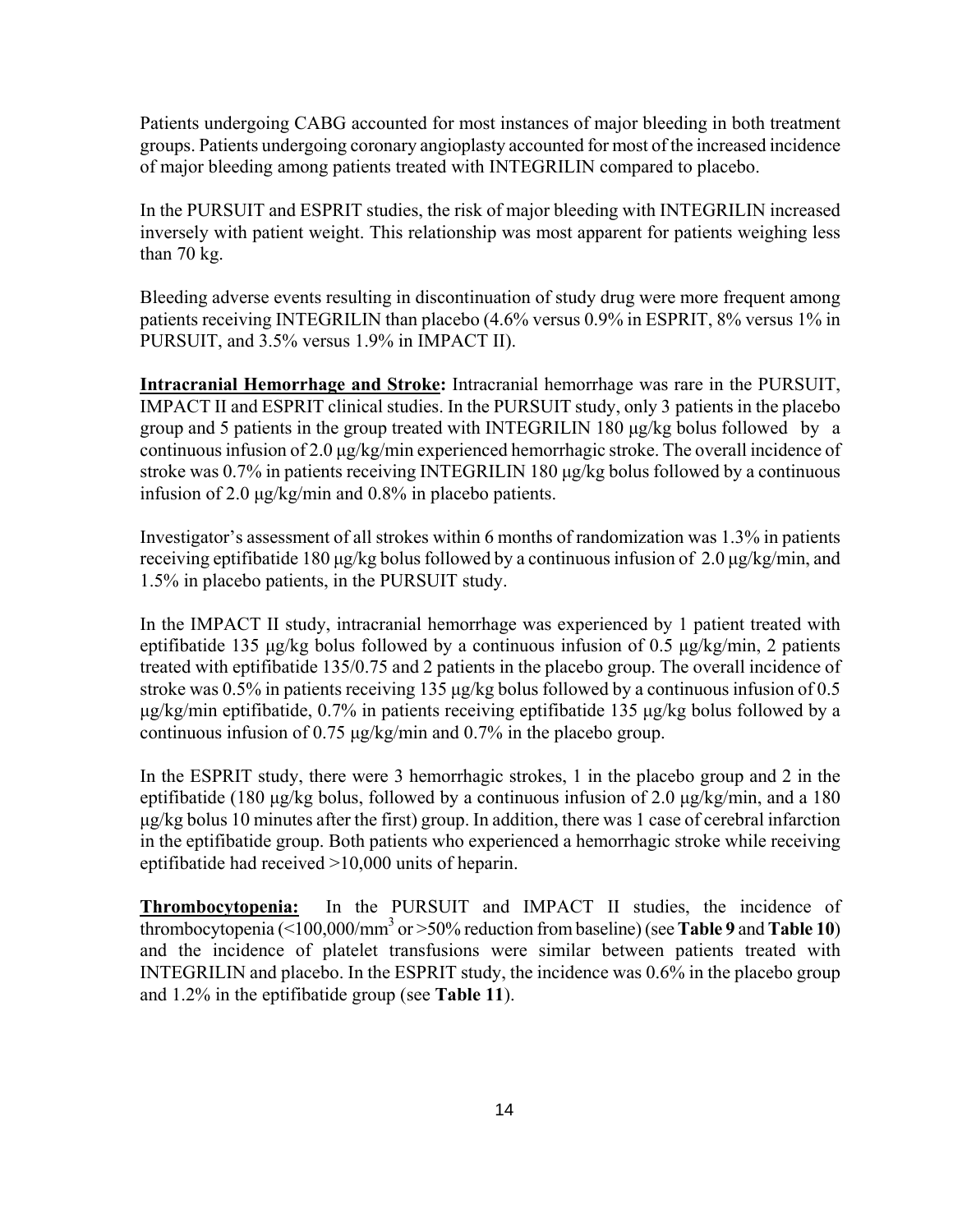Patients undergoing CABG accounted for most instances of major bleeding in both treatment groups. Patients undergoing coronary angioplasty accounted for most of the increased incidence of major bleeding among patients treated with INTEGRILIN compared to placebo.

In the PURSUIT and ESPRIT studies, the risk of major bleeding with INTEGRILIN increased inversely with patient weight. This relationship was most apparent for patients weighing less than 70 kg.

Bleeding adverse events resulting in discontinuation of study drug were more frequent among patients receiving INTEGRILIN than placebo (4.6% versus 0.9% in ESPRIT, 8% versus 1% in PURSUIT, and 3.5% versus 1.9% in IMPACT II).

**Intracranial Hemorrhage and Stroke:** Intracranial hemorrhage was rare in the PURSUIT, IMPACT II and ESPRIT clinical studies. In the PURSUIT study, only 3 patients in the placebo group and 5 patients in the group treated with INTEGRILIN 180 μg/kg bolus followed by a continuous infusion of 2.0 μg/kg/min experienced hemorrhagic stroke. The overall incidence of stroke was 0.7% in patients receiving INTEGRILIN 180 μg/kg bolus followed by a continuous infusion of 2.0 μg/kg/min and 0.8% in placebo patients.

Investigator's assessment of all strokes within 6 months of randomization was 1.3% in patients receiving eptifibatide 180 μg/kg bolus followed by a continuous infusion of 2.0 μg/kg/min, and 1.5% in placebo patients, in the PURSUIT study.

In the IMPACT II study, intracranial hemorrhage was experienced by 1 patient treated with eptifibatide 135 μg/kg bolus followed by a continuous infusion of 0.5 μg/kg/min, 2 patients treated with eptifibatide 135/0.75 and 2 patients in the placebo group. The overall incidence of stroke was 0.5% in patients receiving 135 μg/kg bolus followed by a continuous infusion of 0.5 μg/kg/min eptifibatide, 0.7% in patients receiving eptifibatide 135 μg/kg bolus followed by a continuous infusion of 0.75 μg/kg/min and 0.7% in the placebo group.

In the ESPRIT study, there were 3 hemorrhagic strokes, 1 in the placebo group and 2 in the eptifibatide (180 μg/kg bolus, followed by a continuous infusion of 2.0 μg/kg/min, and a 180 μg/kg bolus 10 minutes after the first) group. In addition, there was 1 case of cerebral infarction in the eptifibatide group. Both patients who experienced a hemorrhagic stroke while receiving eptifibatide had received >10,000 units of heparin.

**Thrombocytopenia:** In the PURSUIT and IMPACT II studies, the incidence of thrombocytopenia (<100,000/$mm^3$ or >50% reduction from baseline) (see **Table 9** and **Table 10**) and the incidence of platelet transfusions were similar between patients treated with INTEGRILIN and placebo. In the ESPRIT study, the incidence was 0.6% in the placebo group and 1.2% in the eptifibatide group (see **Table 11**).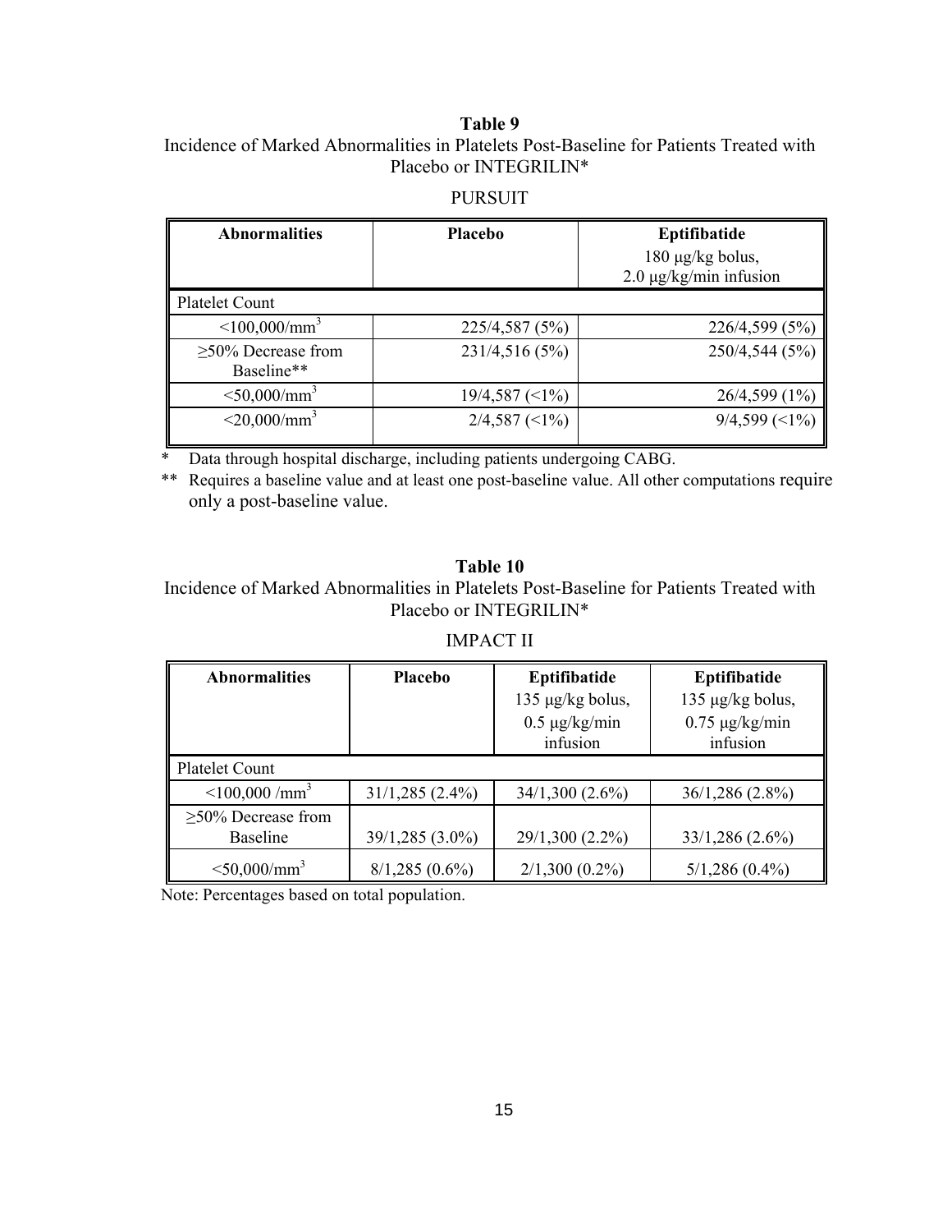**Table 9**

Incidence of Marked Abnormalities in Platelets Post-Baseline for Patients Treated with Placebo or INTEGRILIN*

PURSUIT

| Abnormalities | Placebo | Eptifibatide 180 µg/kg bolus, 2.0 µg/kg/min infusion |
|---|---|---|
| Platelet Count | | |
| <100,000/mm$^3$ | 225/4,587 (5%) | 226/4,599 (5%) |
| ≥50% Decrease from Baseline** | 231/4,516 (5%) | 250/4,544 (5%) |
| <50,000/mm$^3$ | 19/4,587 (<1%) | 26/4,599 (1%) |
| <20,000/mm$^3$ | 2/4,587 (<1%) | 9/4,599 (<1%) |

\* Data through hospital discharge, including patients undergoing CABG.

** Requires a baseline value and at least one post-baseline value. All other computations require only a post-baseline value.

**Table 10**

Incidence of Marked Abnormalities in Platelets Post-Baseline for Patients Treated with Placebo or INTEGRILIN*

IMPACT II

| Abnormalities | Placebo | Eptifibatide 135 µg/kg bolus, 0.5 µg/kg/min infusion | Eptifibatide 135 µg/kg bolus, 0.75 µg/kg/min infusion |
|---|---|---|---|
| Platelet Count | | | |
| <100,000 /mm$^3$ | 31/1,285 (2.4%) | 34/1,300 (2.6%) | 36/1,286 (2.8%) |
| ≥50% Decrease from Baseline | 39/1,285 (3.0%) | 29/1,300 (2.2%) | 33/1,286 (2.6%) |
| <50,000/mm$^3$ | 8/1,285 (0.6%) | 2/1,300 (0.2%) | 5/1,286 (0.4%) |

Note: Percentages based on total population.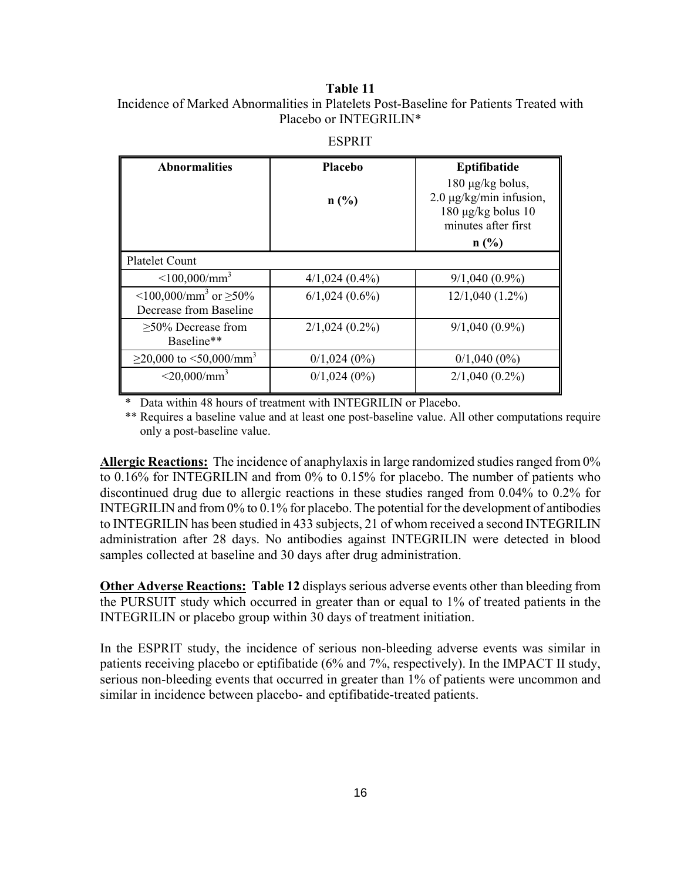**Table 11**
Incidence of Marked Abnormalities in Platelets Post-Baseline for Patients Treated with Placebo or INTEGRILIN*

ESPRIT

| Abnormalities | Placebo<br>n (%) | Eptifibatide<br>180 μg/kg bolus, 2.0 μg/kg/min infusion, 180 μg/kg bolus 10 minutes after first<br>n (%) |
|---|---|---|
| Platelet Count | | |
| <100,000/mm$^3$ | 4/1,024 (0.4%) | 9/1,040 (0.9%) |
| <100,000/mm$^3$ or ≥50% Decrease from Baseline | 6/1,024 (0.6%) | 12/1,040 (1.2%) |
| ≥50% Decrease from Baseline** | 2/1,024 (0.2%) | 9/1,040 (0.9%) |
| ≥20,000 to <50,000/mm$^3$ | 0/1,024 (0%) | 0/1,040 (0%) |
| <20,000/mm$^3$ | 0/1,024 (0%) | 2/1,040 (0.2%) |

\* Data within 48 hours of treatment with INTEGRILIN or Placebo.

** Requires a baseline value and at least one post-baseline value. All other computations require only a post-baseline value.

**Allergic Reactions:** The incidence of anaphylaxis in large randomized studies ranged from 0% to 0.16% for INTEGRILIN and from 0% to 0.15% for placebo. The number of patients who discontinued drug due to allergic reactions in these studies ranged from 0.04% to 0.2% for INTEGRILIN and from 0% to 0.1% for placebo. The potential for the development of antibodies to INTEGRILIN has been studied in 433 subjects, 21 of whom received a second INTEGRILIN administration after 28 days. No antibodies against INTEGRILIN were detected in blood samples collected at baseline and 30 days after drug administration.

**Other Adverse Reactions:** **Table 12** displays serious adverse events other than bleeding from the PURSUIT study which occurred in greater than or equal to 1% of treated patients in the INTEGRILIN or placebo group within 30 days of treatment initiation.

In the ESPRIT study, the incidence of serious non-bleeding adverse events was similar in patients receiving placebo or eptifibatide (6% and 7%, respectively). In the IMPACT II study, serious non-bleeding events that occurred in greater than 1% of patients were uncommon and similar in incidence between placebo- and eptifibatide-treated patients.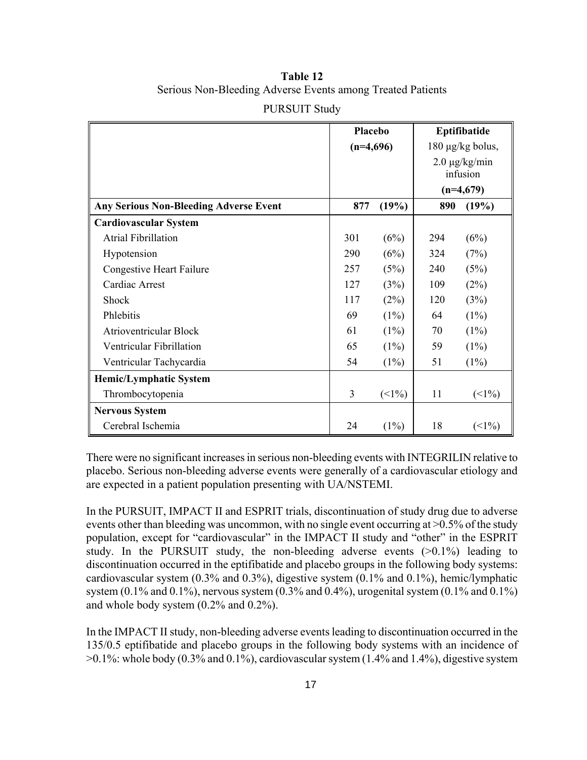**Table 12**
Serious Non-Bleeding Adverse Events among Treated Patients
PURSUIT Study

| | Placebo (n=4,696) | | Eptifibatide 180 μg/kg bolus, 2.0 μg/kg/min infusion (n=4,679) | |
|---|---|---|---|---|
| **Any Serious Non-Bleeding Adverse Event** | **877** | **(19%)** | **890** | **(19%)** |
| **Cardiovascular System** | | | | |
| Atrial Fibrillation | 301 | (6%) | 294 | (6%) |
| Hypotension | 290 | (6%) | 324 | (7%) |
| Congestive Heart Failure | 257 | (5%) | 240 | (5%) |
| Cardiac Arrest | 127 | (3%) | 109 | (2%) |
| Shock | 117 | (2%) | 120 | (3%) |
| Phlebitis | 69 | (1%) | 64 | (1%) |
| Atrioventricular Block | 61 | (1%) | 70 | (1%) |
| Ventricular Fibrillation | 65 | (1%) | 59 | (1%) |
| Ventricular Tachycardia | 54 | (1%) | 51 | (1%) |
| **Hemic/Lymphatic System** | | | | |
| Thrombocytopenia | 3 | (<1%) | 11 | (<1%) |
| **Nervous System** | | | | |
| Cerebral Ischemia | 24 | (1%) | 18 | (<1%) |

There were no significant increases in serious non-bleeding events with INTEGRILIN relative to placebo. Serious non-bleeding adverse events were generally of a cardiovascular etiology and are expected in a patient population presenting with UA/NSTEMI.

In the PURSUIT, IMPACT II and ESPRIT trials, discontinuation of study drug due to adverse events other than bleeding was uncommon, with no single event occurring at >0.5% of the study population, except for "cardiovascular" in the IMPACT II study and "other" in the ESPRIT study. In the PURSUIT study, the non-bleeding adverse events (>0.1%) leading to discontinuation occurred in the eptifibatide and placebo groups in the following body systems: cardiovascular system (0.3% and 0.3%), digestive system (0.1% and 0.1%), hemic/lymphatic system (0.1% and 0.1%), nervous system (0.3% and 0.4%), urogenital system (0.1% and 0.1%) and whole body system (0.2% and 0.2%).

In the IMPACT II study, non-bleeding adverse events leading to discontinuation occurred in the 135/0.5 eptifibatide and placebo groups in the following body systems with an incidence of >0.1%: whole body (0.3% and 0.1%), cardiovascular system (1.4% and 1.4%), digestive system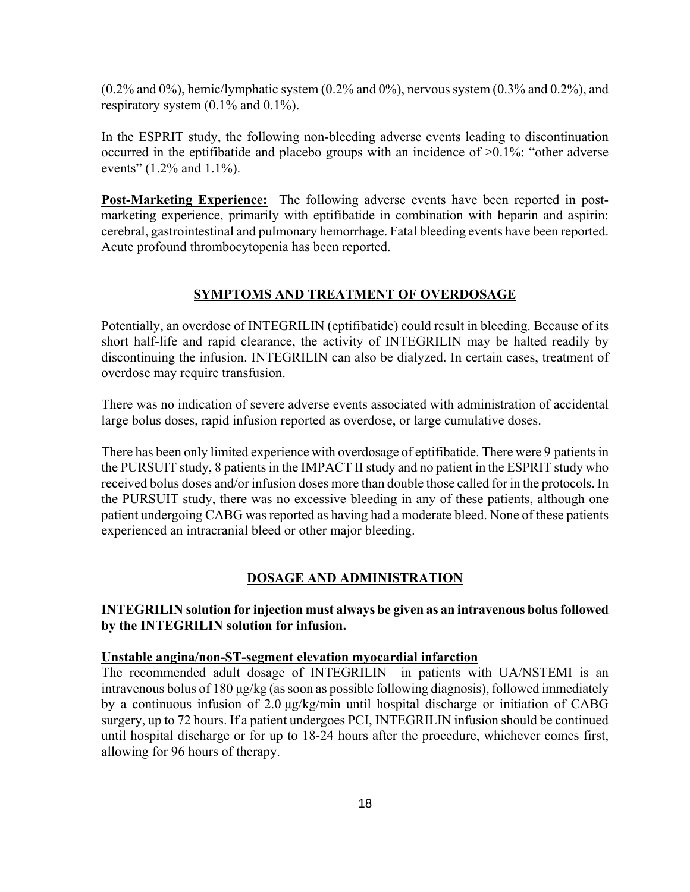(0.2% and 0%), hemic/lymphatic system (0.2% and 0%), nervous system (0.3% and 0.2%), and respiratory system (0.1% and 0.1%).

In the ESPRIT study, the following non-bleeding adverse events leading to discontinuation occurred in the eptifibatide and placebo groups with an incidence of >0.1%: "other adverse events" (1.2% and 1.1%).

**Post-Marketing Experience:** The following adverse events have been reported in post-marketing experience, primarily with eptifibatide in combination with heparin and aspirin: cerebral, gastrointestinal and pulmonary hemorrhage. Fatal bleeding events have been reported. Acute profound thrombocytopenia has been reported.

## SYMPTOMS AND TREATMENT OF OVERDOSAGE

Potentially, an overdose of INTEGRILIN (eptifibatide) could result in bleeding. Because of its short half-life and rapid clearance, the activity of INTEGRILIN may be halted readily by discontinuing the infusion. INTEGRILIN can also be dialyzed. In certain cases, treatment of overdose may require transfusion.

There was no indication of severe adverse events associated with administration of accidental large bolus doses, rapid infusion reported as overdose, or large cumulative doses.

There has been only limited experience with overdosage of eptifibatide. There were 9 patients in the PURSUIT study, 8 patients in the IMPACT II study and no patient in the ESPRIT study who received bolus doses and/or infusion doses more than double those called for in the protocols. In the PURSUIT study, there was no excessive bleeding in any of these patients, although one patient undergoing CABG was reported as having had a moderate bleed. None of these patients experienced an intracranial bleed or other major bleeding.

## DOSAGE AND ADMINISTRATION

**INTEGRILIN solution for injection must always be given as an intravenous bolus followed by the INTEGRILIN solution for infusion.**

**Unstable angina/non-ST-segment elevation myocardial infarction**

The recommended adult dosage of INTEGRILIN in patients with UA/NSTEMI is an intravenous bolus of 180 µg/kg (as soon as possible following diagnosis), followed immediately by a continuous infusion of 2.0 µg/kg/min until hospital discharge or initiation of CABG surgery, up to 72 hours. If a patient undergoes PCI, INTEGRILIN infusion should be continued until hospital discharge or for up to 18-24 hours after the procedure, whichever comes first, allowing for 96 hours of therapy.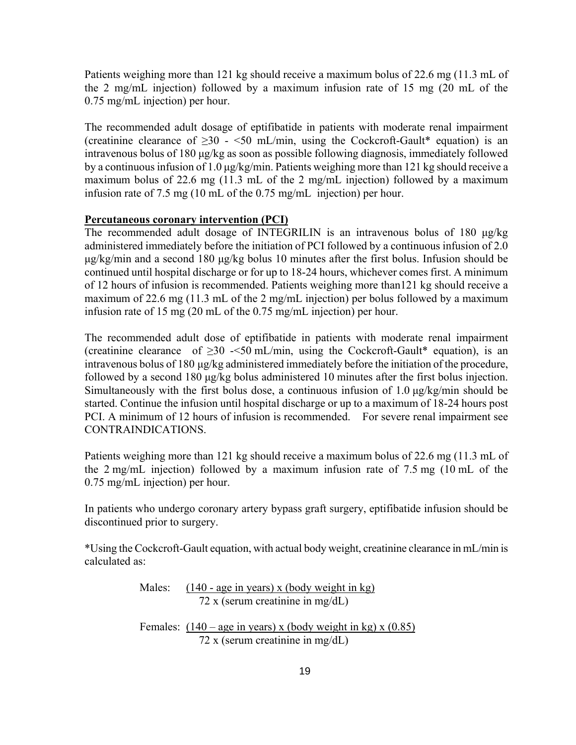Patients weighing more than 121 kg should receive a maximum bolus of 22.6 mg (11.3 mL of the 2 mg/mL injection) followed by a maximum infusion rate of 15 mg (20 mL of the 0.75 mg/mL injection) per hour.

The recommended adult dosage of eptifibatide in patients with moderate renal impairment (creatinine clearance of ≥30 - <50 mL/min, using the Cockcroft-Gault* equation) is an intravenous bolus of 180 μg/kg as soon as possible following diagnosis, immediately followed by a continuous infusion of 1.0 μg/kg/min. Patients weighing more than 121 kg should receive a maximum bolus of 22.6 mg (11.3 mL of the 2 mg/mL injection) followed by a maximum infusion rate of 7.5 mg (10 mL of the 0.75 mg/mL injection) per hour.

**Percutaneous coronary intervention (PCI)**

The recommended adult dosage of INTEGRILIN is an intravenous bolus of 180 μg/kg administered immediately before the initiation of PCI followed by a continuous infusion of 2.0 μg/kg/min and a second 180 μg/kg bolus 10 minutes after the first bolus. Infusion should be continued until hospital discharge or for up to 18-24 hours, whichever comes first. A minimum of 12 hours of infusion is recommended. Patients weighing more than121 kg should receive a maximum of 22.6 mg (11.3 mL of the 2 mg/mL injection) per bolus followed by a maximum infusion rate of 15 mg (20 mL of the 0.75 mg/mL injection) per hour.

The recommended adult dose of eptifibatide in patients with moderate renal impairment (creatinine clearance of ≥30 -<50 mL/min, using the Cockcroft-Gault* equation), is an intravenous bolus of 180 μg/kg administered immediately before the initiation of the procedure, followed by a second 180 μg/kg bolus administered 10 minutes after the first bolus injection. Simultaneously with the first bolus dose, a continuous infusion of 1.0 μg/kg/min should be started. Continue the infusion until hospital discharge or up to a maximum of 18-24 hours post PCI. A minimum of 12 hours of infusion is recommended. For severe renal impairment see CONTRAINDICATIONS.

Patients weighing more than 121 kg should receive a maximum bolus of 22.6 mg (11.3 mL of the 2 mg/mL injection) followed by a maximum infusion rate of 7.5 mg (10 mL of the 0.75 mg/mL injection) per hour.

In patients who undergo coronary artery bypass graft surgery, eptifibatide infusion should be discontinued prior to surgery.

*Using the Cockcroft-Gault equation, with actual body weight, creatinine clearance in mL/min is calculated as:

$$\text{Males: } \frac{(140 - \text{age in years}) \times (\text{body weight in kg})}{72 \times (\text{serum creatinine in mg/dL})}$$

$$\text{Females: } \frac{(140 - \text{age in years}) \times (\text{body weight in kg}) \times (0.85)}{72 \times (\text{serum creatinine in mg/dL})}$$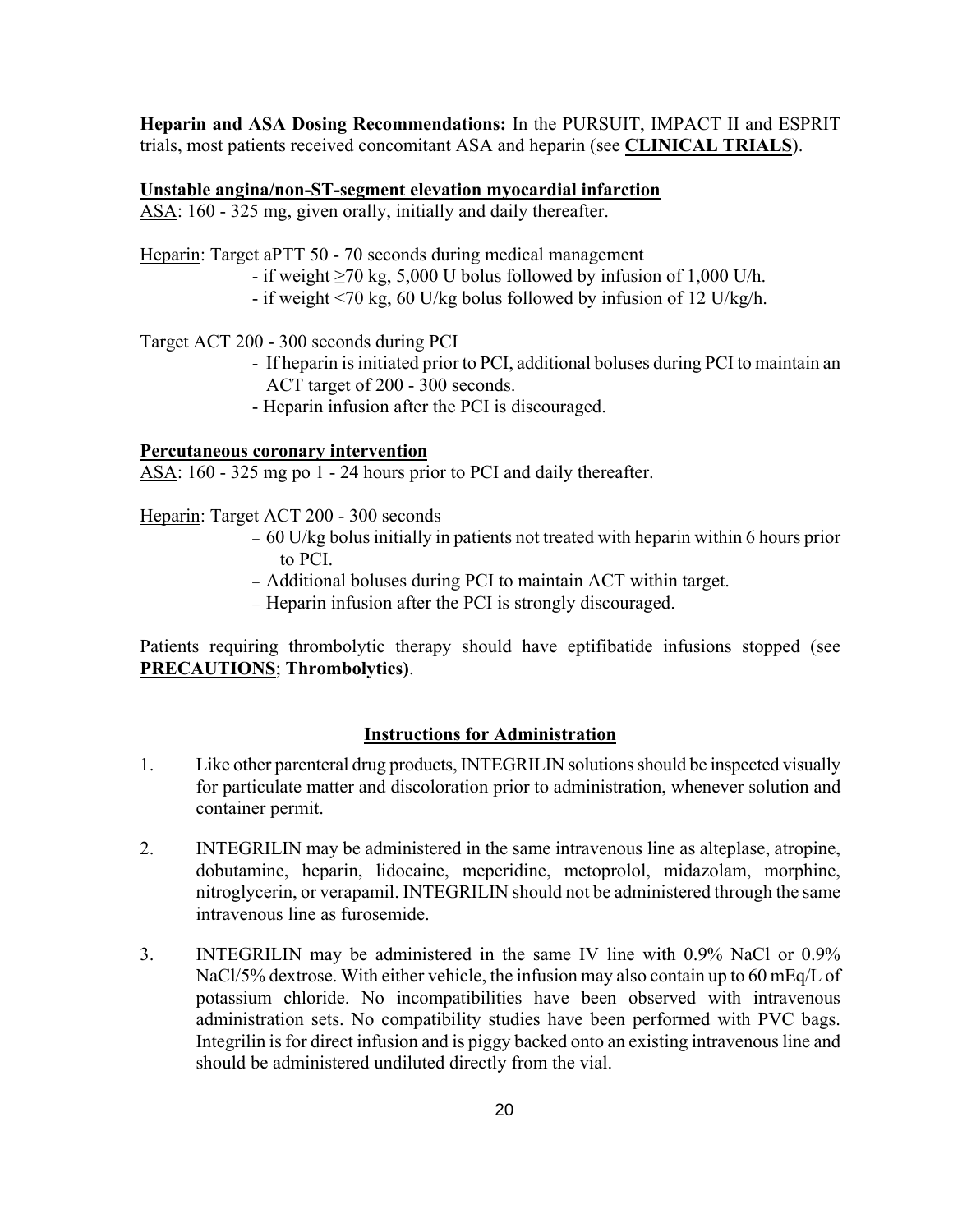**Heparin and ASA Dosing Recommendations:** In the PURSUIT, IMPACT II and ESPRIT trials, most patients received concomitant ASA and heparin (see **CLINICAL TRIALS**).

**Unstable angina/non-ST-segment elevation myocardial infarction**

ASA: 160 - 325 mg, given orally, initially and daily thereafter.

Heparin: Target aPTT 50 - 70 seconds during medical management

- if weight ≥70 kg, 5,000 U bolus followed by infusion of 1,000 U/h.
- if weight <70 kg, 60 U/kg bolus followed by infusion of 12 U/kg/h.

Target ACT 200 - 300 seconds during PCI

- If heparin is initiated prior to PCI, additional boluses during PCI to maintain an ACT target of 200 - 300 seconds.
- Heparin infusion after the PCI is discouraged.

**Percutaneous coronary intervention**

ASA: 160 - 325 mg po 1 - 24 hours prior to PCI and daily thereafter.

Heparin: Target ACT 200 - 300 seconds

- 60 U/kg bolus initially in patients not treated with heparin within 6 hours prior to PCI.
- Additional boluses during PCI to maintain ACT within target.
- Heparin infusion after the PCI is strongly discouraged.

Patients requiring thrombolytic therapy should have eptifibatide infusions stopped (see **PRECAUTIONS**; **Thrombolytics)**.

## Instructions for Administration

1. Like other parenteral drug products, INTEGRILIN solutions should be inspected visually for particulate matter and discoloration prior to administration, whenever solution and container permit.

2. INTEGRILIN may be administered in the same intravenous line as alteplase, atropine, dobutamine, heparin, lidocaine, meperidine, metoprolol, midazolam, morphine, nitroglycerin, or verapamil. INTEGRILIN should not be administered through the same intravenous line as furosemide.

3. INTEGRILIN may be administered in the same IV line with 0.9% NaCl or 0.9% NaCl/5% dextrose. With either vehicle, the infusion may also contain up to 60 mEq/L of potassium chloride. No incompatibilities have been observed with intravenous administration sets. No compatibility studies have been performed with PVC bags. Integrilin is for direct infusion and is piggy backed onto an existing intravenous line and should be administered undiluted directly from the vial.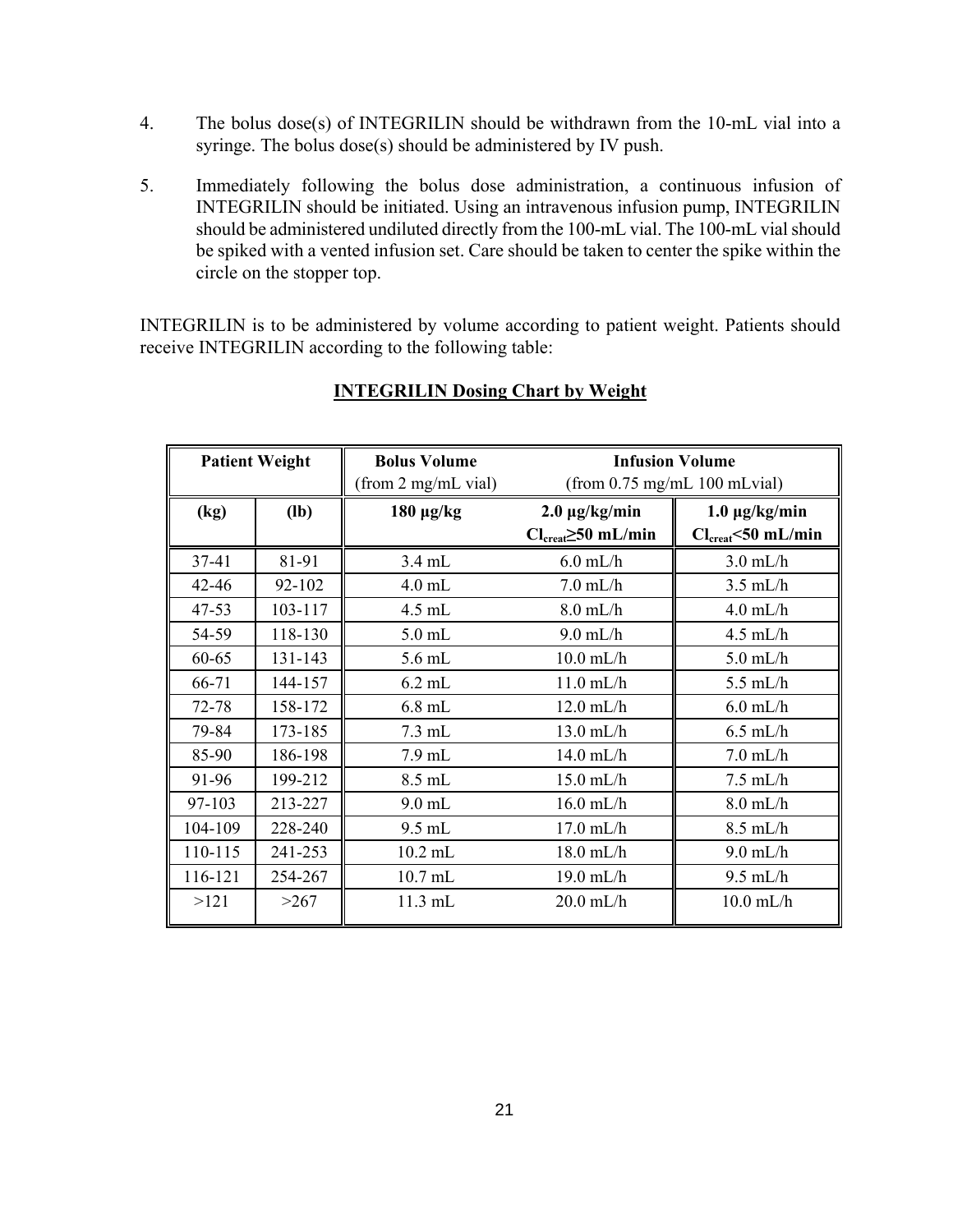4. The bolus dose(s) of INTEGRILIN should be withdrawn from the 10-mL vial into a syringe. The bolus dose(s) should be administered by IV push.

5. Immediately following the bolus dose administration, a continuous infusion of INTEGRILIN should be initiated. Using an intravenous infusion pump, INTEGRILIN should be administered undiluted directly from the 100-mL vial. The 100-mL vial should be spiked with a vented infusion set. Care should be taken to center the spike within the circle on the stopper top.

INTEGRILIN is to be administered by volume according to patient weight. Patients should receive INTEGRILIN according to the following table:

**INTEGRILIN Dosing Chart by Weight**

| **Patient Weight** | | **Bolus Volume** (from 2 mg/mL vial) | **Infusion Volume** (from 0.75 mg/mL 100 mLvial) | |
|---|---|---|---|---|
| **(kg)** | **(lb)** | **180 µg/kg** | **2.0 µg/kg/min** $Cl_{creat}\geq50$ **mL/min** | **1.0 µg/kg/min** $Cl_{creat}<50$ **mL/min** |
| 37-41 | 81-91 | 3.4 mL | 6.0 mL/h | 3.0 mL/h |
| 42-46 | 92-102 | 4.0 mL | 7.0 mL/h | 3.5 mL/h |
| 47-53 | 103-117 | 4.5 mL | 8.0 mL/h | 4.0 mL/h |
| 54-59 | 118-130 | 5.0 mL | 9.0 mL/h | 4.5 mL/h |
| 60-65 | 131-143 | 5.6 mL | 10.0 mL/h | 5.0 mL/h |
| 66-71 | 144-157 | 6.2 mL | 11.0 mL/h | 5.5 mL/h |
| 72-78 | 158-172 | 6.8 mL | 12.0 mL/h | 6.0 mL/h |
| 79-84 | 173-185 | 7.3 mL | 13.0 mL/h | 6.5 mL/h |
| 85-90 | 186-198 | 7.9 mL | 14.0 mL/h | 7.0 mL/h |
| 91-96 | 199-212 | 8.5 mL | 15.0 mL/h | 7.5 mL/h |
| 97-103 | 213-227 | 9.0 mL | 16.0 mL/h | 8.0 mL/h |
| 104-109 | 228-240 | 9.5 mL | 17.0 mL/h | 8.5 mL/h |
| 110-115 | 241-253 | 10.2 mL | 18.0 mL/h | 9.0 mL/h |
| 116-121 | 254-267 | 10.7 mL | 19.0 mL/h | 9.5 mL/h |
| >121 | >267 | 11.3 mL | 20.0 mL/h | 10.0 mL/h |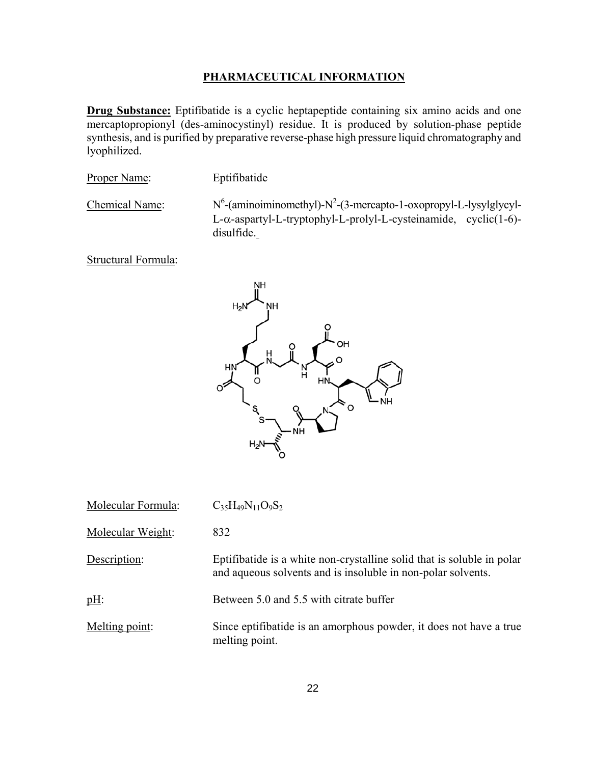## PHARMACEUTICAL INFORMATION

**Drug Substance:** Eptifibatide is a cyclic heptapeptide containing six amino acids and one mercaptopropionyl (des-aminocystinyl) residue. It is produced by solution-phase peptide synthesis, and is purified by preparative reverse-phase high pressure liquid chromatography and lyophilized.

Proper Name: Eptifibatide

Chemical Name: $N^6$-(aminoiminomethyl)-$N^2$-(3-mercapto-1-oxopropyl-L-lysylglycyl-L-α-aspartyl-L-tryptophyl-L-prolyl-L-cysteinamide, cyclic(1-6)-disulfide.

Structural Formula:

Molecular Formula: $C_{35}H_{49}N_{11}O_9S_2$

Molecular Weight: 832

Description: Eptifibatide is a white non-crystalline solid that is soluble in polar and aqueous solvents and is insoluble in non-polar solvents.

pH: Between 5.0 and 5.5 with citrate buffer

Melting point: Since eptifibatide is an amorphous powder, it does not have a true melting point.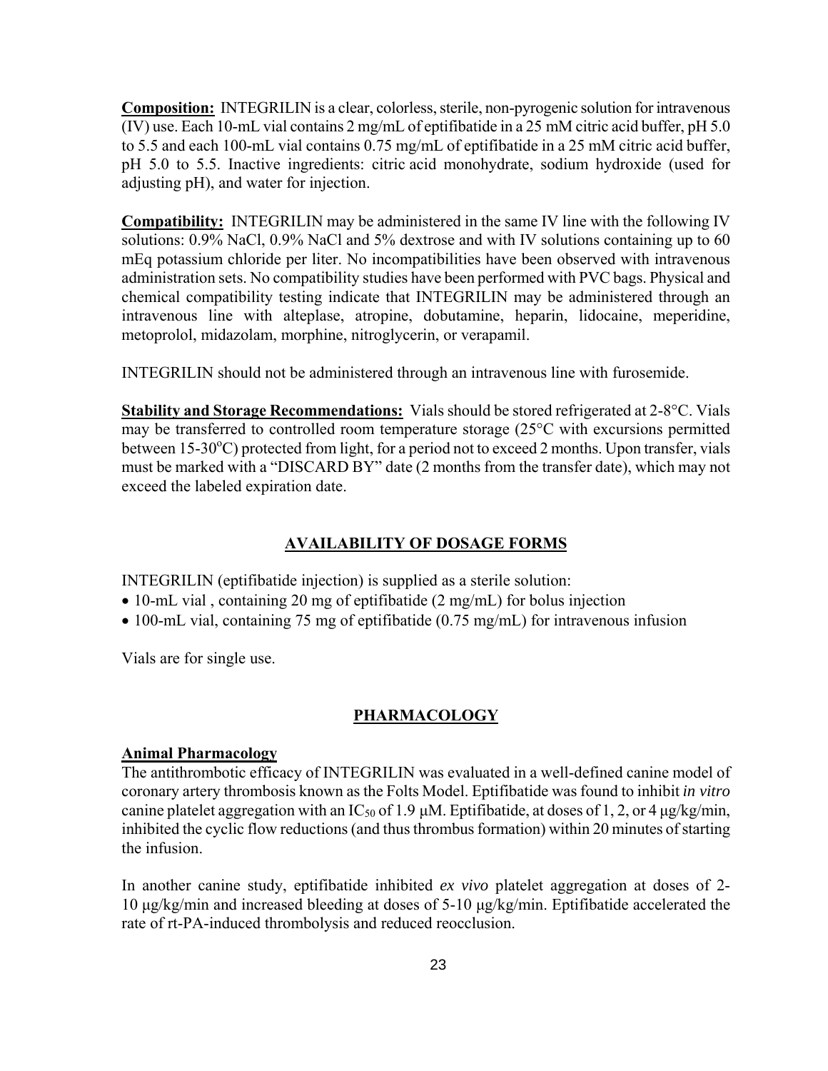**Composition:** INTEGRILIN is a clear, colorless, sterile, non-pyrogenic solution for intravenous (IV) use. Each 10-mL vial contains 2 mg/mL of eptifibatide in a 25 mM citric acid buffer, pH 5.0 to 5.5 and each 100-mL vial contains 0.75 mg/mL of eptifibatide in a 25 mM citric acid buffer, pH 5.0 to 5.5. Inactive ingredients: citric acid monohydrate, sodium hydroxide (used for adjusting pH), and water for injection.

**Compatibility:** INTEGRILIN may be administered in the same IV line with the following IV solutions: 0.9% NaCl, 0.9% NaCl and 5% dextrose and with IV solutions containing up to 60 mEq potassium chloride per liter. No incompatibilities have been observed with intravenous administration sets. No compatibility studies have been performed with PVC bags. Physical and chemical compatibility testing indicate that INTEGRILIN may be administered through an intravenous line with alteplase, atropine, dobutamine, heparin, lidocaine, meperidine, metoprolol, midazolam, morphine, nitroglycerin, or verapamil.

INTEGRILIN should not be administered through an intravenous line with furosemide.

**Stability and Storage Recommendations:** Vials should be stored refrigerated at 2-8°C. Vials may be transferred to controlled room temperature storage (25°C with excursions permitted between 15-30°C) protected from light, for a period not to exceed 2 months. Upon transfer, vials must be marked with a "DISCARD BY" date (2 months from the transfer date), which may not exceed the labeled expiration date.

## AVAILABILITY OF DOSAGE FORMS

INTEGRILIN (eptifibatide injection) is supplied as a sterile solution:

- 10-mL vial , containing 20 mg of eptifibatide (2 mg/mL) for bolus injection
- 100-mL vial, containing 75 mg of eptifibatide (0.75 mg/mL) for intravenous infusion

Vials are for single use.

## PHARMACOLOGY

### Animal Pharmacology

The antithrombotic efficacy of INTEGRILIN was evaluated in a well-defined canine model of coronary artery thrombosis known as the Folts Model. Eptifibatide was found to inhibit *in vitro* canine platelet aggregation with an $IC_{50}$ of 1.9 μM. Eptifibatide, at doses of 1, 2, or 4 μg/kg/min, inhibited the cyclic flow reductions (and thus thrombus formation) within 20 minutes of starting the infusion.

In another canine study, eptifibatide inhibited *ex vivo* platelet aggregation at doses of 2-10 μg/kg/min and increased bleeding at doses of 5-10 μg/kg/min. Eptifibatide accelerated the rate of rt-PA-induced thrombolysis and reduced reocclusion.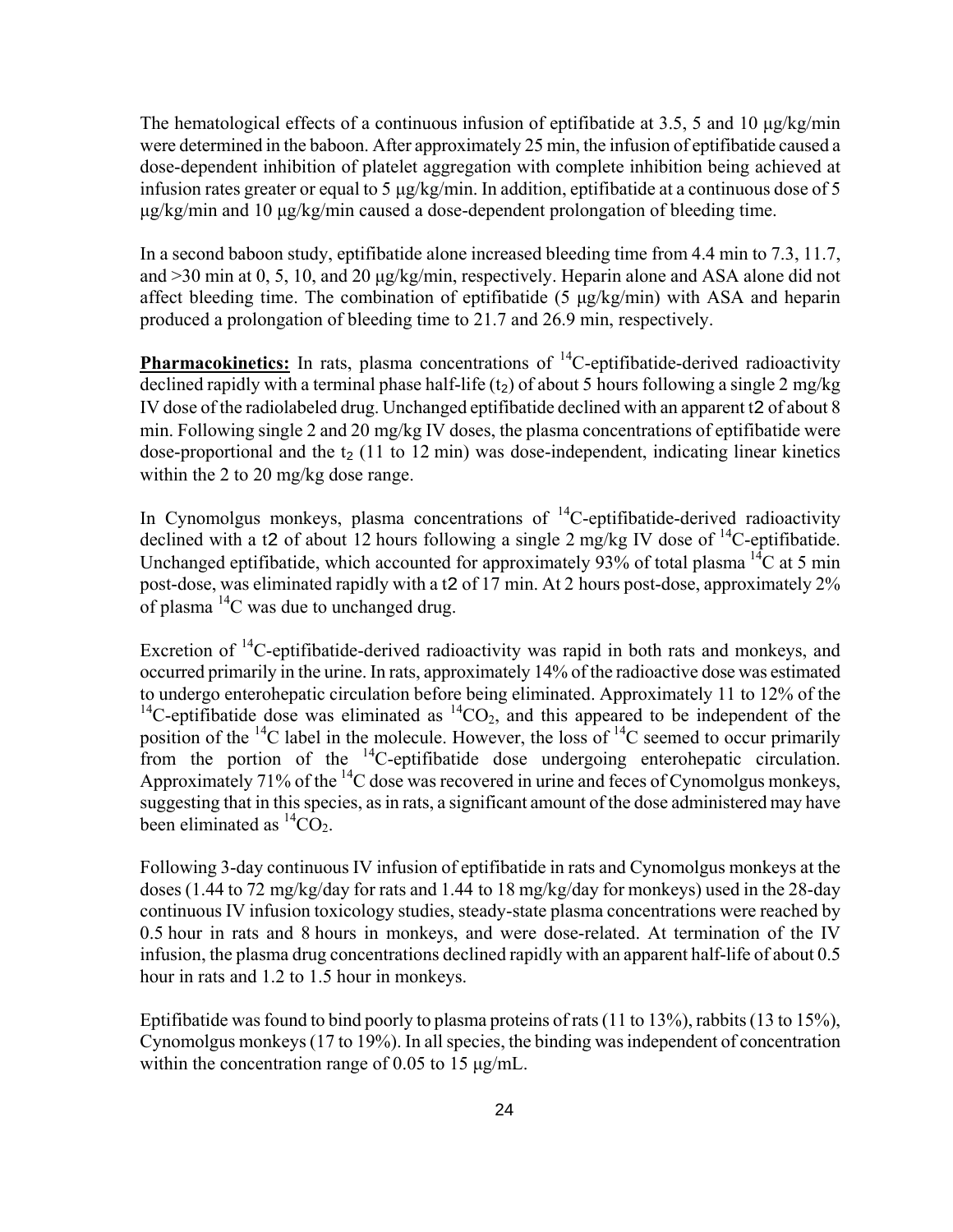The hematological effects of a continuous infusion of eptifibatide at 3.5, 5 and 10 μg/kg/min were determined in the baboon. After approximately 25 min, the infusion of eptifibatide caused a dose-dependent inhibition of platelet aggregation with complete inhibition being achieved at infusion rates greater or equal to 5 μg/kg/min. In addition, eptifibatide at a continuous dose of 5 μg/kg/min and 10 μg/kg/min caused a dose-dependent prolongation of bleeding time.

In a second baboon study, eptifibatide alone increased bleeding time from 4.4 min to 7.3, 11.7, and >30 min at 0, 5, 10, and 20 μg/kg/min, respectively. Heparin alone and ASA alone did not affect bleeding time. The combination of eptifibatide (5 μg/kg/min) with ASA and heparin produced a prolongation of bleeding time to 21.7 and 26.9 min, respectively.

**Pharmacokinetics:** In rats, plasma concentrations of $^{14}C$-eptifibatide-derived radioactivity declined rapidly with a terminal phase half-life ($t_2$) of about 5 hours following a single 2 mg/kg IV dose of the radiolabeled drug. Unchanged eptifibatide declined with an apparent t2 of about 8 min. Following single 2 and 20 mg/kg IV doses, the plasma concentrations of eptifibatide were dose-proportional and the $t_2$ (11 to 12 min) was dose-independent, indicating linear kinetics within the 2 to 20 mg/kg dose range.

In Cynomolgus monkeys, plasma concentrations of $^{14}C$-eptifibatide-derived radioactivity declined with a t2 of about 12 hours following a single 2 mg/kg IV dose of $^{14}C$-eptifibatide. Unchanged eptifibatide, which accounted for approximately 93% of total plasma $^{14}C$ at 5 min post-dose, was eliminated rapidly with a t2 of 17 min. At 2 hours post-dose, approximately 2% of plasma $^{14}C$ was due to unchanged drug.

Excretion of $^{14}C$-eptifibatide-derived radioactivity was rapid in both rats and monkeys, and occurred primarily in the urine. In rats, approximately 14% of the radioactive dose was estimated to undergo enterohepatic circulation before being eliminated. Approximately 11 to 12% of the $^{14}C$-eptifibatide dose was eliminated as $^{14}CO_2$, and this appeared to be independent of the position of the $^{14}C$ label in the molecule. However, the loss of $^{14}C$ seemed to occur primarily from the portion of the $^{14}C$-eptifibatide dose undergoing enterohepatic circulation. Approximately 71% of the $^{14}C$ dose was recovered in urine and feces of Cynomolgus monkeys, suggesting that in this species, as in rats, a significant amount of the dose administered may have been eliminated as $^{14}CO_2$.

Following 3-day continuous IV infusion of eptifibatide in rats and Cynomolgus monkeys at the doses (1.44 to 72 mg/kg/day for rats and 1.44 to 18 mg/kg/day for monkeys) used in the 28-day continuous IV infusion toxicology studies, steady-state plasma concentrations were reached by 0.5 hour in rats and 8 hours in monkeys, and were dose-related. At termination of the IV infusion, the plasma drug concentrations declined rapidly with an apparent half-life of about 0.5 hour in rats and 1.2 to 1.5 hour in monkeys.

Eptifibatide was found to bind poorly to plasma proteins of rats (11 to 13%), rabbits (13 to 15%), Cynomolgus monkeys (17 to 19%). In all species, the binding was independent of concentration within the concentration range of 0.05 to 15 μg/mL.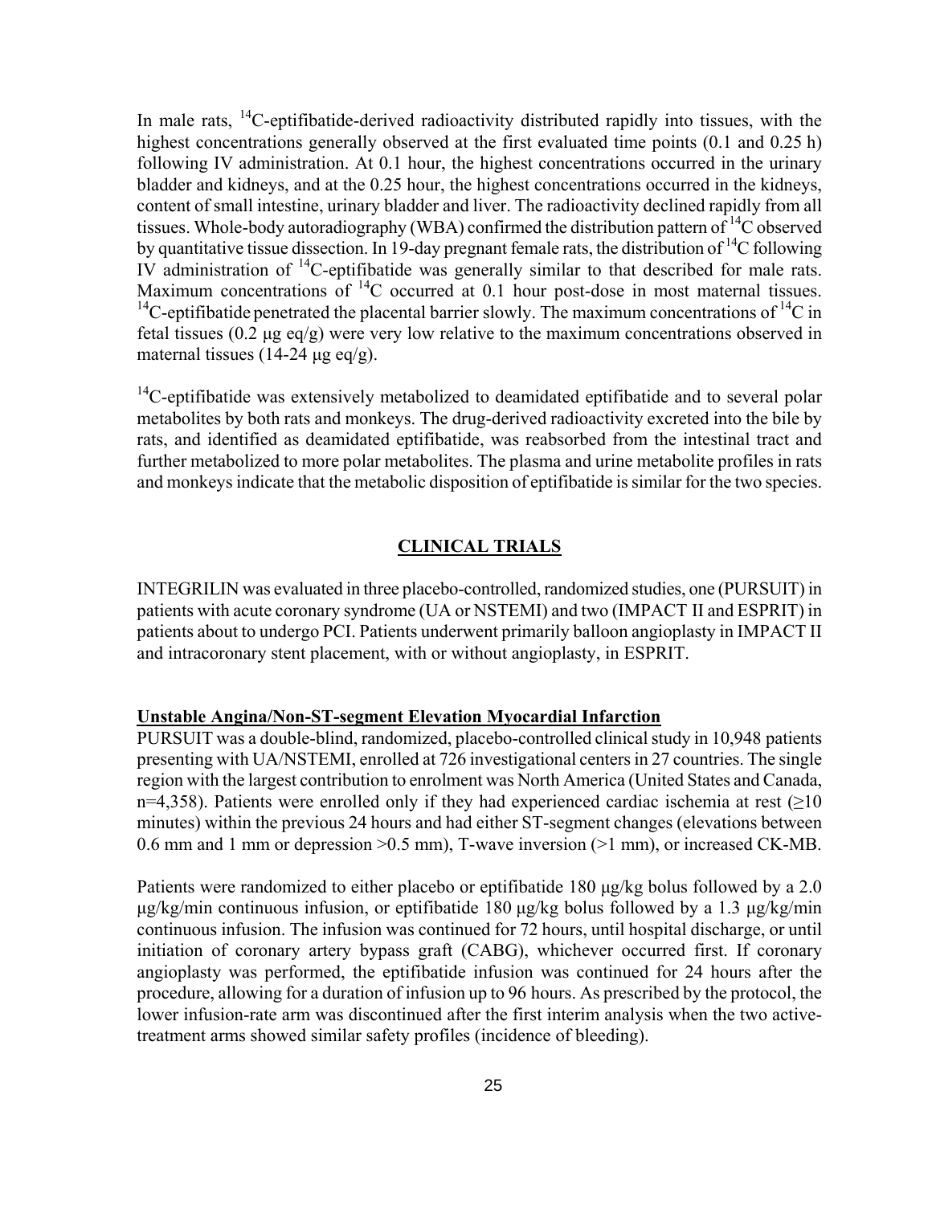In male rats, $^{14}C$-eptifibatide-derived radioactivity distributed rapidly into tissues, with the highest concentrations generally observed at the first evaluated time points (0.1 and 0.25 h) following IV administration. At 0.1 hour, the highest concentrations occurred in the urinary bladder and kidneys, and at the 0.25 hour, the highest concentrations occurred in the kidneys, content of small intestine, urinary bladder and liver. The radioactivity declined rapidly from all tissues. Whole-body autoradiography (WBA) confirmed the distribution pattern of $^{14}C$ observed by quantitative tissue dissection. In 19-day pregnant female rats, the distribution of $^{14}C$ following IV administration of $^{14}C$-eptifibatide was generally similar to that described for male rats. Maximum concentrations of $^{14}C$ occurred at 0.1 hour post-dose in most maternal tissues. $^{14}C$-eptifibatide penetrated the placental barrier slowly. The maximum concentrations of $^{14}C$ in fetal tissues (0.2 µg eq/g) were very low relative to the maximum concentrations observed in maternal tissues (14-24 µg eq/g).

$^{14}C$-eptifibatide was extensively metabolized to deamidated eptifibatide and to several polar metabolites by both rats and monkeys. The drug-derived radioactivity excreted into the bile by rats, and identified as deamidated eptifibatide, was reabsorbed from the intestinal tract and further metabolized to more polar metabolites. The plasma and urine metabolite profiles in rats and monkeys indicate that the metabolic disposition of eptifibatide is similar for the two species.

## CLINICAL TRIALS

INTEGRILIN was evaluated in three placebo-controlled, randomized studies, one (PURSUIT) in patients with acute coronary syndrome (UA or NSTEMI) and two (IMPACT II and ESPRIT) in patients about to undergo PCI. Patients underwent primarily balloon angioplasty in IMPACT II and intracoronary stent placement, with or without angioplasty, in ESPRIT.

### Unstable Angina/Non-ST-segment Elevation Myocardial Infarction

PURSUIT was a double-blind, randomized, placebo-controlled clinical study in 10,948 patients presenting with UA/NSTEMI, enrolled at 726 investigational centers in 27 countries. The single region with the largest contribution to enrolment was North America (United States and Canada, n=4,358). Patients were enrolled only if they had experienced cardiac ischemia at rest (≥10 minutes) within the previous 24 hours and had either ST-segment changes (elevations between 0.6 mm and 1 mm or depression >0.5 mm), T-wave inversion (>1 mm), or increased CK-MB.

Patients were randomized to either placebo or eptifibatide 180 µg/kg bolus followed by a 2.0 µg/kg/min continuous infusion, or eptifibatide 180 µg/kg bolus followed by a 1.3 µg/kg/min continuous infusion. The infusion was continued for 72 hours, until hospital discharge, or until initiation of coronary artery bypass graft (CABG), whichever occurred first. If coronary angioplasty was performed, the eptifibatide infusion was continued for 24 hours after the procedure, allowing for a duration of infusion up to 96 hours. As prescribed by the protocol, the lower infusion-rate arm was discontinued after the first interim analysis when the two active-treatment arms showed similar safety profiles (incidence of bleeding).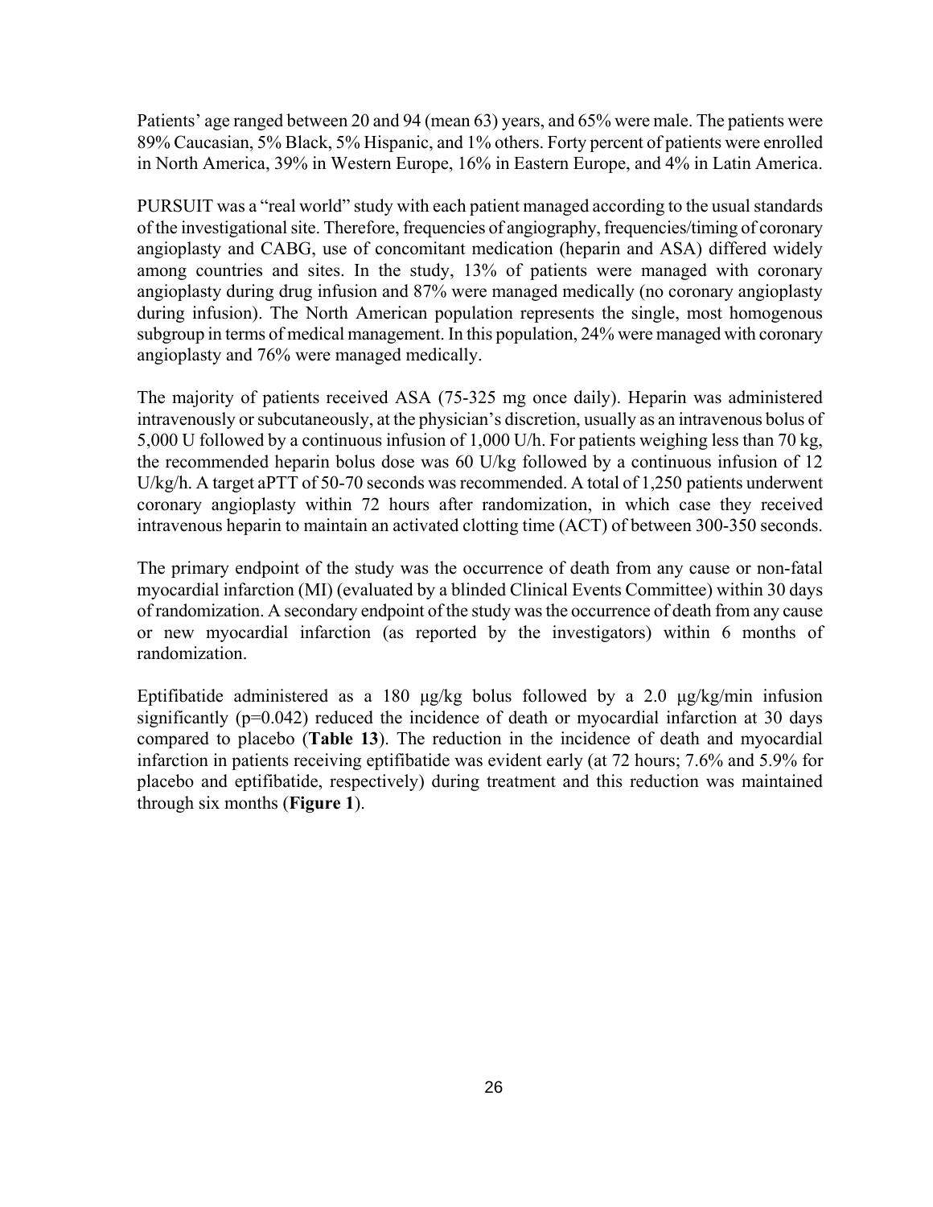Patients' age ranged between 20 and 94 (mean 63) years, and 65% were male. The patients were 89% Caucasian, 5% Black, 5% Hispanic, and 1% others. Forty percent of patients were enrolled in North America, 39% in Western Europe, 16% in Eastern Europe, and 4% in Latin America.

PURSUIT was a "real world" study with each patient managed according to the usual standards of the investigational site. Therefore, frequencies of angiography, frequencies/timing of coronary angioplasty and CABG, use of concomitant medication (heparin and ASA) differed widely among countries and sites. In the study, 13% of patients were managed with coronary angioplasty during drug infusion and 87% were managed medically (no coronary angioplasty during infusion). The North American population represents the single, most homogenous subgroup in terms of medical management. In this population, 24% were managed with coronary angioplasty and 76% were managed medically.

The majority of patients received ASA (75-325 mg once daily). Heparin was administered intravenously or subcutaneously, at the physician's discretion, usually as an intravenous bolus of 5,000 U followed by a continuous infusion of 1,000 U/h. For patients weighing less than 70 kg, the recommended heparin bolus dose was 60 U/kg followed by a continuous infusion of 12 U/kg/h. A target aPTT of 50-70 seconds was recommended. A total of 1,250 patients underwent coronary angioplasty within 72 hours after randomization, in which case they received intravenous heparin to maintain an activated clotting time (ACT) of between 300-350 seconds.

The primary endpoint of the study was the occurrence of death from any cause or non-fatal myocardial infarction (MI) (evaluated by a blinded Clinical Events Committee) within 30 days of randomization. A secondary endpoint of the study was the occurrence of death from any cause or new myocardial infarction (as reported by the investigators) within 6 months of randomization.

Eptifibatide administered as a 180 μg/kg bolus followed by a 2.0 μg/kg/min infusion significantly (p=0.042) reduced the incidence of death or myocardial infarction at 30 days compared to placebo (**Table 13**). The reduction in the incidence of death and myocardial infarction in patients receiving eptifibatide was evident early (at 72 hours; 7.6% and 5.9% for placebo and eptifibatide, respectively) during treatment and this reduction was maintained through six months (**Figure 1**).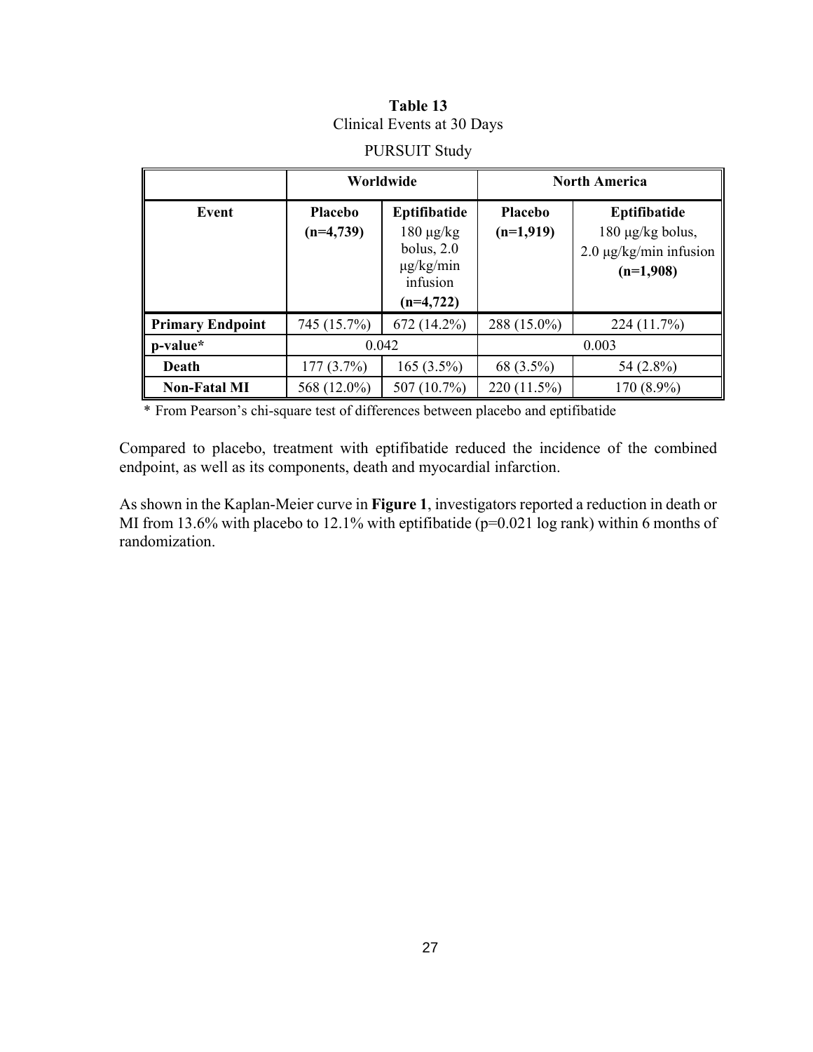**Table 13**
Clinical Events at 30 Days

PURSUIT Study

| | Worldwide | | North America | |
|---|---|---|---|---|
| **Event** | **Placebo (n=4,739)** | **Eptifibatide** 180 μg/kg bolus, 2.0 μg/kg/min infusion **(n=4,722)** | **Placebo (n=1,919)** | **Eptifibatide** 180 μg/kg bolus, 2.0 μg/kg/min infusion **(n=1,908)** |
| **Primary Endpoint** | 745 (15.7%) | 672 (14.2%) | 288 (15.0%) | 224 (11.7%) |
| **p-value*** | 0.042 | | 0.003 | |
| **Death** | 177 (3.7%) | 165 (3.5%) | 68 (3.5%) | 54 (2.8%) |
| **Non-Fatal MI** | 568 (12.0%) | 507 (10.7%) | 220 (11.5%) | 170 (8.9%) |

\* From Pearson's chi-square test of differences between placebo and eptifibatide

Compared to placebo, treatment with eptifibatide reduced the incidence of the combined endpoint, as well as its components, death and myocardial infarction.

As shown in the Kaplan-Meier curve in **Figure 1**, investigators reported a reduction in death or MI from 13.6% with placebo to 12.1% with eptifibatide (p=0.021 log rank) within 6 months of randomization.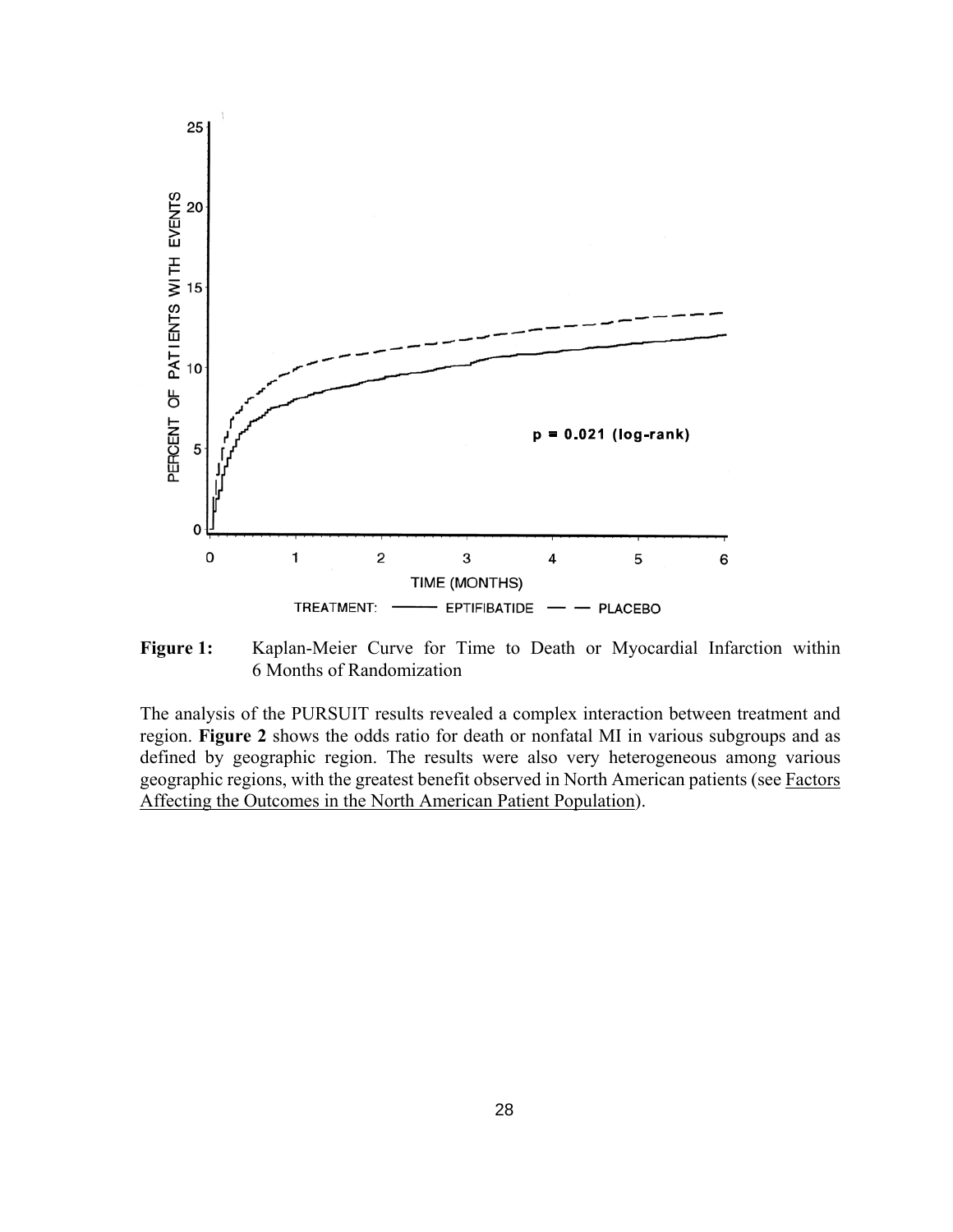**Figure 1:** Kaplan-Meier Curve for Time to Death or Myocardial Infarction within 6 Months of Randomization

The analysis of the PURSUIT results revealed a complex interaction between treatment and region. **Figure 2** shows the odds ratio for death or nonfatal MI in various subgroups and as defined by geographic region. The results were also very heterogeneous among various geographic regions, with the greatest benefit observed in North American patients (see Factors Affecting the Outcomes in the North American Patient Population).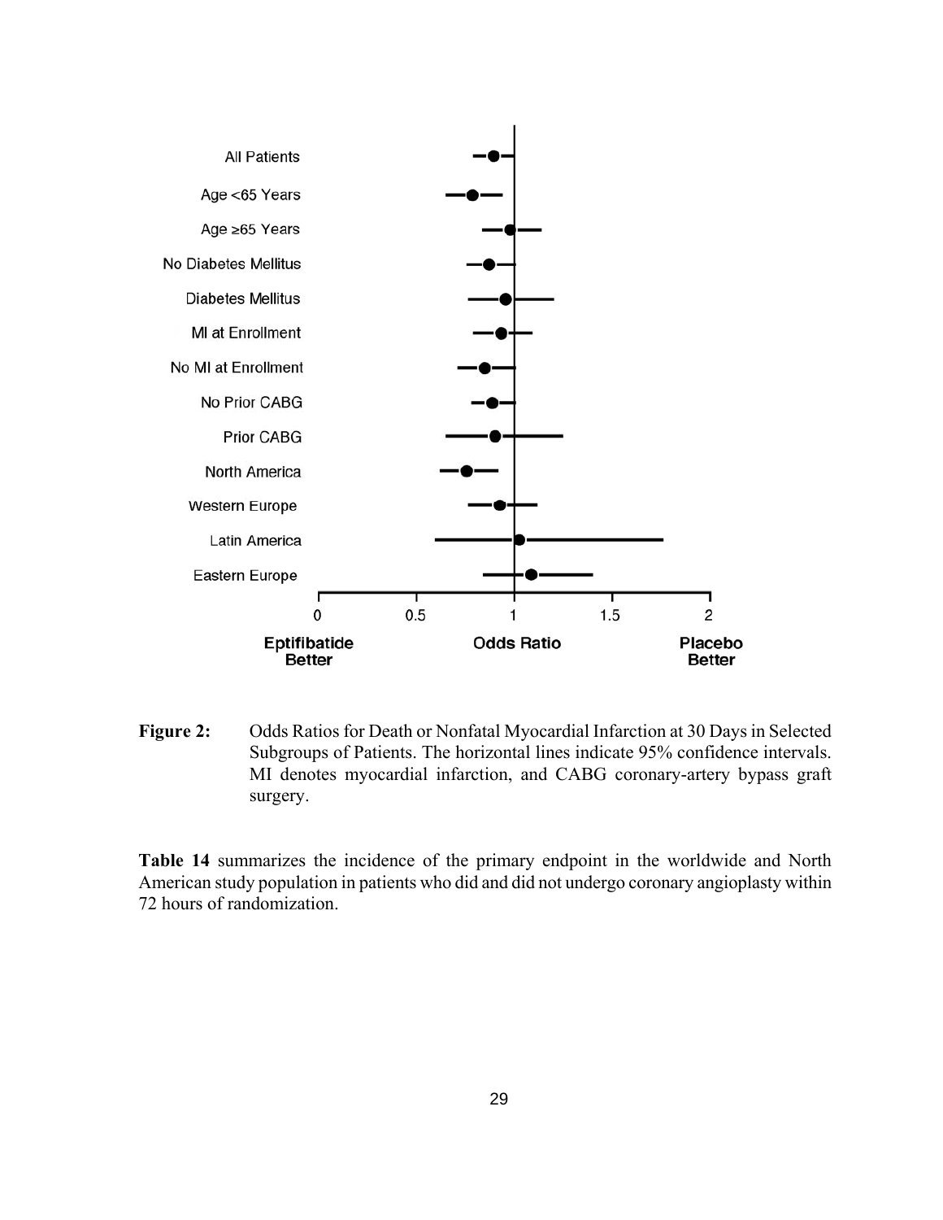**Figure 2:** Odds Ratios for Death or Nonfatal Myocardial Infarction at 30 Days in Selected Subgroups of Patients. The horizontal lines indicate 95% confidence intervals. MI denotes myocardial infarction, and CABG coronary-artery bypass graft surgery.

**Table 14** summarizes the incidence of the primary endpoint in the worldwide and North American study population in patients who did and did not undergo coronary angioplasty within 72 hours of randomization.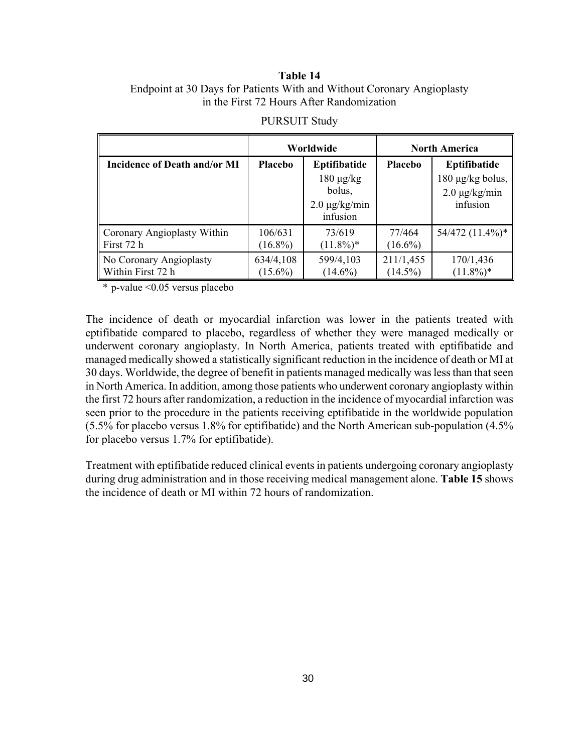**Table 14**
Endpoint at 30 Days for Patients With and Without Coronary Angioplasty in the First 72 Hours After Randomization

PURSUIT Study

| | Worldwide | | North America | |
|---|---|---|---|---|
| **Incidence of Death and/or MI** | **Placebo** | **Eptifibatide** 180 μg/kg bolus, 2.0 μg/kg/min infusion | **Placebo** | **Eptifibatide** 180 μg/kg bolus, 2.0 μg/kg/min infusion |
| Coronary Angioplasty Within First 72 h | 106/631 (16.8%) | 73/619 (11.8%)* | 77/464 (16.6%) | 54/472 (11.4%)* |
| No Coronary Angioplasty Within First 72 h | 634/4,108 (15.6%) | 599/4,103 (14.6%) | 211/1,455 (14.5%) | 170/1,436 (11.8%)* |

\* p-value <0.05 versus placebo

The incidence of death or myocardial infarction was lower in the patients treated with eptifibatide compared to placebo, regardless of whether they were managed medically or underwent coronary angioplasty. In North America, patients treated with eptifibatide and managed medically showed a statistically significant reduction in the incidence of death or MI at 30 days. Worldwide, the degree of benefit in patients managed medically was less than that seen in North America. In addition, among those patients who underwent coronary angioplasty within the first 72 hours after randomization, a reduction in the incidence of myocardial infarction was seen prior to the procedure in the patients receiving eptifibatide in the worldwide population (5.5% for placebo versus 1.8% for eptifibatide) and the North American sub-population (4.5% for placebo versus 1.7% for eptifibatide).

Treatment with eptifibatide reduced clinical events in patients undergoing coronary angioplasty during drug administration and in those receiving medical management alone. **Table 15** shows the incidence of death or MI within 72 hours of randomization.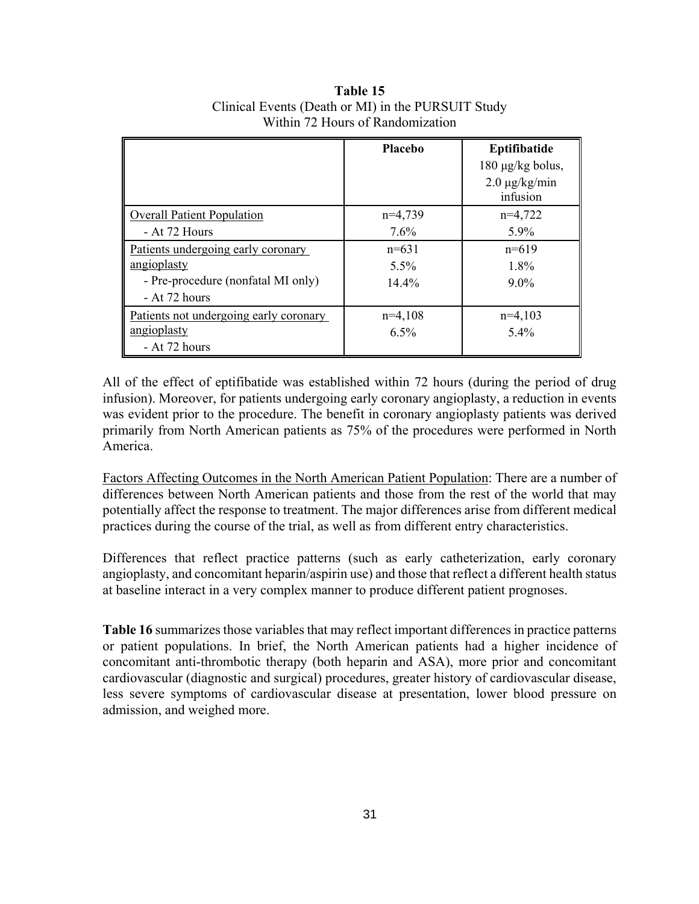**Table 15**
Clinical Events (Death or MI) in the PURSUIT Study
Within 72 Hours of Randomization

| | Placebo | Eptifibatide 180 μg/kg bolus, 2.0 μg/kg/min infusion |
|---|---|---|
| Overall Patient Population | n=4,739 | n=4,722 |
| - At 72 Hours | 7.6% | 5.9% |
| Patients undergoing early coronary angioplasty | n=631 | n=619 |
| - Pre-procedure (nonfatal MI only) | 5.5% | 1.8% |
| - At 72 hours | 14.4% | 9.0% |
| Patients not undergoing early coronary angioplasty | n=4,108 | n=4,103 |
| - At 72 hours | 6.5% | 5.4% |

All of the effect of eptifibatide was established within 72 hours (during the period of drug infusion). Moreover, for patients undergoing early coronary angioplasty, a reduction in events was evident prior to the procedure. The benefit in coronary angioplasty patients was derived primarily from North American patients as 75% of the procedures were performed in North America.

Factors Affecting Outcomes in the North American Patient Population: There are a number of differences between North American patients and those from the rest of the world that may potentially affect the response to treatment. The major differences arise from different medical practices during the course of the trial, as well as from different entry characteristics.

Differences that reflect practice patterns (such as early catheterization, early coronary angioplasty, and concomitant heparin/aspirin use) and those that reflect a different health status at baseline interact in a very complex manner to produce different patient prognoses.

**Table 16** summarizes those variables that may reflect important differences in practice patterns or patient populations. In brief, the North American patients had a higher incidence of concomitant anti-thrombotic therapy (both heparin and ASA), more prior and concomitant cardiovascular (diagnostic and surgical) procedures, greater history of cardiovascular disease, less severe symptoms of cardiovascular disease at presentation, lower blood pressure on admission, and weighed more.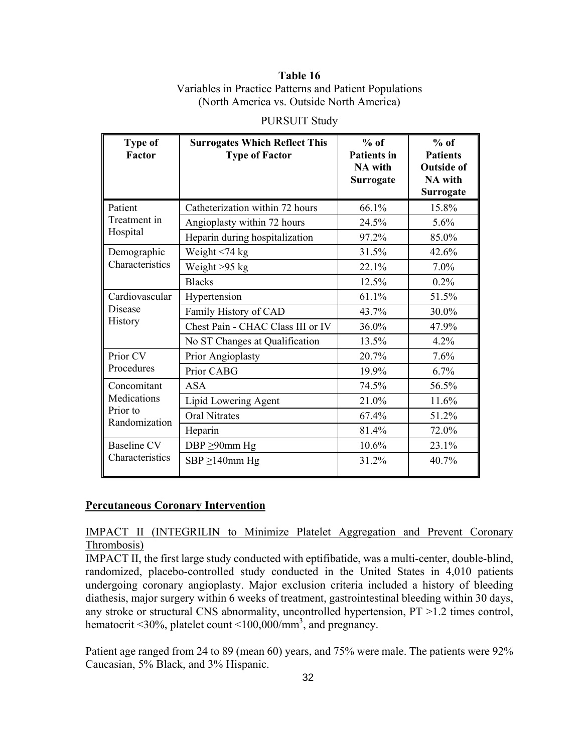**Table 16**
Variables in Practice Patterns and Patient Populations
(North America vs. Outside North America)

PURSUIT Study

| Type of Factor | Surrogates Which Reflect This Type of Factor | % of Patients in NA with Surrogate | % of Patients Outside of NA with Surrogate |
|---|---|---|---|
| Patient Treatment in Hospital | Catheterization within 72 hours | 66.1% | 15.8% |
| | Angioplasty within 72 hours | 24.5% | 5.6% |
| | Heparin during hospitalization | 97.2% | 85.0% |
| Demographic Characteristics | Weight <74 kg | 31.5% | 42.6% |
| | Weight >95 kg | 22.1% | 7.0% |
| | Blacks | 12.5% | 0.2% |
| Cardiovascular Disease History | Hypertension | 61.1% | 51.5% |
| | Family History of CAD | 43.7% | 30.0% |
| | Chest Pain - CHAC Class III or IV | 36.0% | 47.9% |
| | No ST Changes at Qualification | 13.5% | 4.2% |
| Prior CV Procedures | Prior Angioplasty | 20.7% | 7.6% |
| | Prior CABG | 19.9% | 6.7% |
| Concomitant Medications Prior to Randomization | ASA | 74.5% | 56.5% |
| | Lipid Lowering Agent | 21.0% | 11.6% |
| | Oral Nitrates | 67.4% | 51.2% |
| | Heparin | 81.4% | 72.0% |
| Baseline CV Characteristics | DBP ≥90mm Hg | 10.6% | 23.1% |
| | SBP ≥140mm Hg | 31.2% | 40.7% |

**Percutaneous Coronary Intervention**

IMPACT II (INTEGRILIN to Minimize Platelet Aggregation and Prevent Coronary Thrombosis)

IMPACT II, the first large study conducted with eptifibatide, was a multi-center, double-blind, randomized, placebo-controlled study conducted in the United States in 4,010 patients undergoing coronary angioplasty. Major exclusion criteria included a history of bleeding diathesis, major surgery within 6 weeks of treatment, gastrointestinal bleeding within 30 days, any stroke or structural CNS abnormality, uncontrolled hypertension, PT >1.2 times control, hematocrit <30%, platelet count <100,000/mm$^3$, and pregnancy.

Patient age ranged from 24 to 89 (mean 60) years, and 75% were male. The patients were 92% Caucasian, 5% Black, and 3% Hispanic.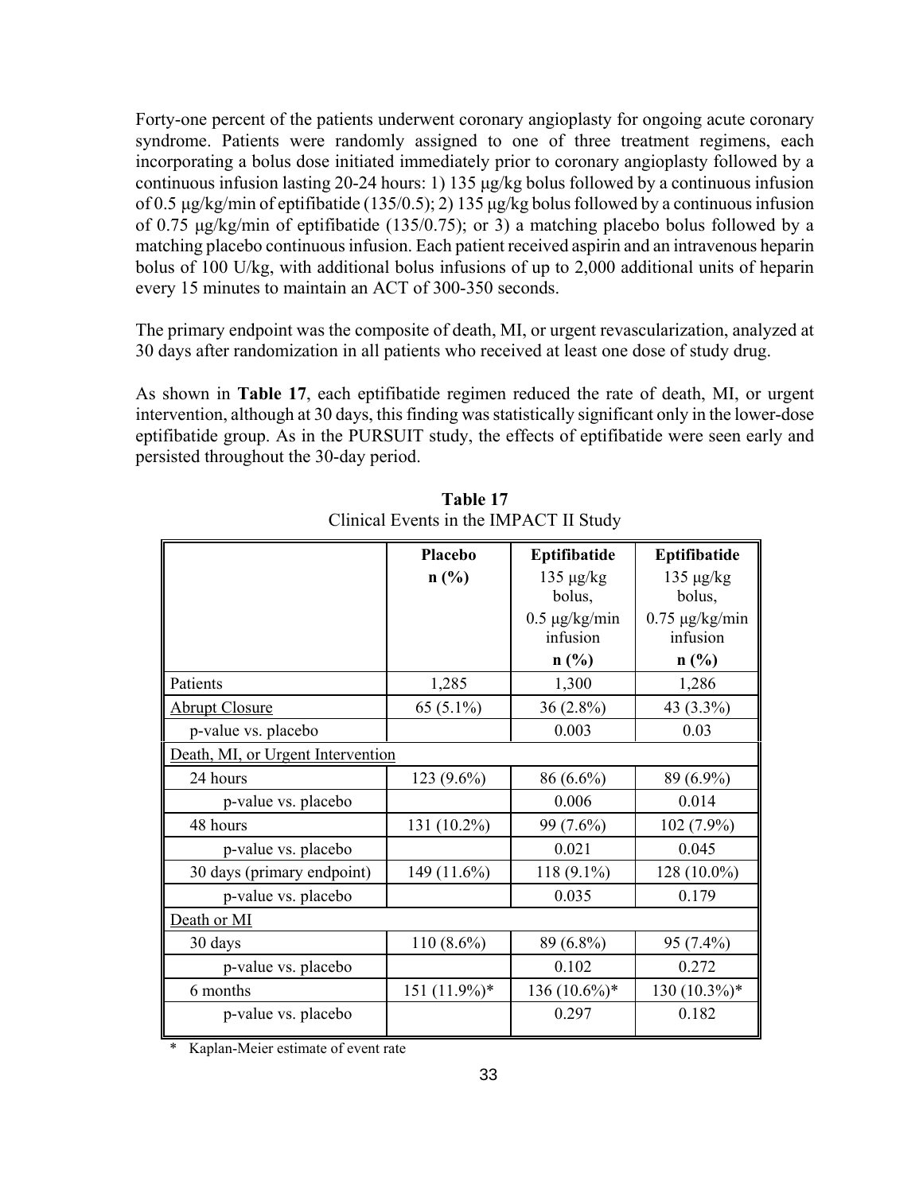Forty-one percent of the patients underwent coronary angioplasty for ongoing acute coronary syndrome. Patients were randomly assigned to one of three treatment regimens, each incorporating a bolus dose initiated immediately prior to coronary angioplasty followed by a continuous infusion lasting 20-24 hours: 1) 135 µg/kg bolus followed by a continuous infusion of 0.5 µg/kg/min of eptifibatide (135/0.5); 2) 135 µg/kg bolus followed by a continuous infusion of 0.75 µg/kg/min of eptifibatide (135/0.75); or 3) a matching placebo bolus followed by a matching placebo continuous infusion. Each patient received aspirin and an intravenous heparin bolus of 100 U/kg, with additional bolus infusions of up to 2,000 additional units of heparin every 15 minutes to maintain an ACT of 300-350 seconds.

The primary endpoint was the composite of death, MI, or urgent revascularization, analyzed at 30 days after randomization in all patients who received at least one dose of study drug.

As shown in **Table 17**, each eptifibatide regimen reduced the rate of death, MI, or urgent intervention, although at 30 days, this finding was statistically significant only in the lower-dose eptifibatide group. As in the PURSUIT study, the effects of eptifibatide were seen early and persisted throughout the 30-day period.

**Table 17**
Clinical Events in the IMPACT II Study

| | **Placebo** **n (%)** | **Eptifibatide** 135 µg/kg bolus, 0.5 µg/kg/min infusion **n (%)** | **Eptifibatide** 135 µg/kg bolus, 0.75 µg/kg/min infusion **n (%)** |
|---|---|---|---|
| Patients | 1,285 | 1,300 | 1,286 |
| Abrupt Closure | 65 (5.1%) | 36 (2.8%) | 43 (3.3%) |
| p-value vs. placebo | | 0.003 | 0.03 |
| Death, MI, or Urgent Intervention | | | |
| 24 hours | 123 (9.6%) | 86 (6.6%) | 89 (6.9%) |
| p-value vs. placebo | | 0.006 | 0.014 |
| 48 hours | 131 (10.2%) | 99 (7.6%) | 102 (7.9%) |
| p-value vs. placebo | | 0.021 | 0.045 |
| 30 days (primary endpoint) | 149 (11.6%) | 118 (9.1%) | 128 (10.0%) |
| p-value vs. placebo | | 0.035 | 0.179 |
| Death or MI | | | |
| 30 days | 110 (8.6%) | 89 (6.8%) | 95 (7.4%) |
| p-value vs. placebo | | 0.102 | 0.272 |
| 6 months | 151 (11.9%)* | 136 (10.6%)* | 130 (10.3%)* |
| p-value vs. placebo | | 0.297 | 0.182 |

\* Kaplan-Meier estimate of event rate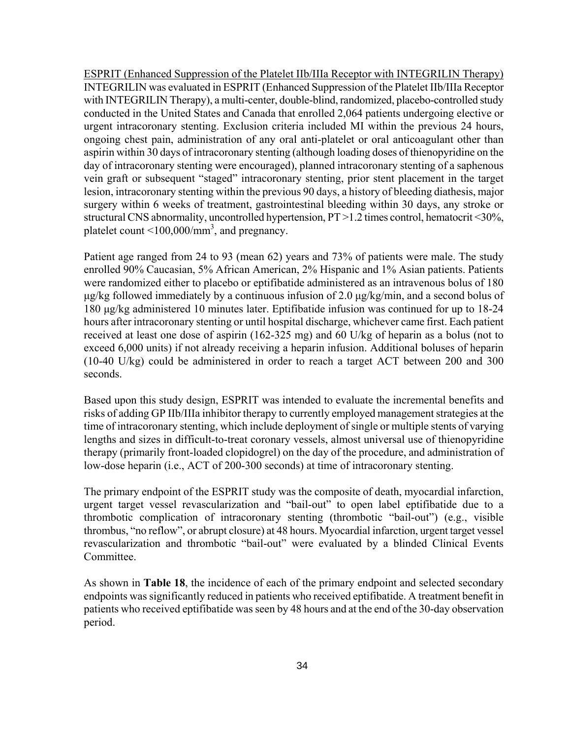ESPRIT (Enhanced Suppression of the Platelet IIb/IIIa Receptor with INTEGRILIN Therapy)

INTEGRILIN was evaluated in ESPRIT (Enhanced Suppression of the Platelet IIb/IIIa Receptor with INTEGRILIN Therapy), a multi-center, double-blind, randomized, placebo-controlled study conducted in the United States and Canada that enrolled 2,064 patients undergoing elective or urgent intracoronary stenting. Exclusion criteria included MI within the previous 24 hours, ongoing chest pain, administration of any oral anti-platelet or oral anticoagulant other than aspirin within 30 days of intracoronary stenting (although loading doses of thienopyridine on the day of intracoronary stenting were encouraged), planned intracoronary stenting of a saphenous vein graft or subsequent "staged" intracoronary stenting, prior stent placement in the target lesion, intracoronary stenting within the previous 90 days, a history of bleeding diathesis, major surgery within 6 weeks of treatment, gastrointestinal bleeding within 30 days, any stroke or structural CNS abnormality, uncontrolled hypertension, PT >1.2 times control, hematocrit <30%, platelet count <100,000/mm$^3$, and pregnancy.

Patient age ranged from 24 to 93 (mean 62) years and 73% of patients were male. The study enrolled 90% Caucasian, 5% African American, 2% Hispanic and 1% Asian patients. Patients were randomized either to placebo or eptifibatide administered as an intravenous bolus of 180 μg/kg followed immediately by a continuous infusion of 2.0 μg/kg/min, and a second bolus of 180 μg/kg administered 10 minutes later. Eptifibatide infusion was continued for up to 18-24 hours after intracoronary stenting or until hospital discharge, whichever came first. Each patient received at least one dose of aspirin (162-325 mg) and 60 U/kg of heparin as a bolus (not to exceed 6,000 units) if not already receiving a heparin infusion. Additional boluses of heparin (10-40 U/kg) could be administered in order to reach a target ACT between 200 and 300 seconds.

Based upon this study design, ESPRIT was intended to evaluate the incremental benefits and risks of adding GP IIb/IIIa inhibitor therapy to currently employed management strategies at the time of intracoronary stenting, which include deployment of single or multiple stents of varying lengths and sizes in difficult-to-treat coronary vessels, almost universal use of thienopyridine therapy (primarily front-loaded clopidogrel) on the day of the procedure, and administration of low-dose heparin (i.e., ACT of 200-300 seconds) at time of intracoronary stenting.

The primary endpoint of the ESPRIT study was the composite of death, myocardial infarction, urgent target vessel revascularization and "bail-out" to open label eptifibatide due to a thrombotic complication of intracoronary stenting (thrombotic "bail-out") (e.g., visible thrombus, "no reflow", or abrupt closure) at 48 hours. Myocardial infarction, urgent target vessel revascularization and thrombotic "bail-out" were evaluated by a blinded Clinical Events Committee.

As shown in **Table 18**, the incidence of each of the primary endpoint and selected secondary endpoints was significantly reduced in patients who received eptifibatide. A treatment benefit in patients who received eptifibatide was seen by 48 hours and at the end of the 30-day observation period.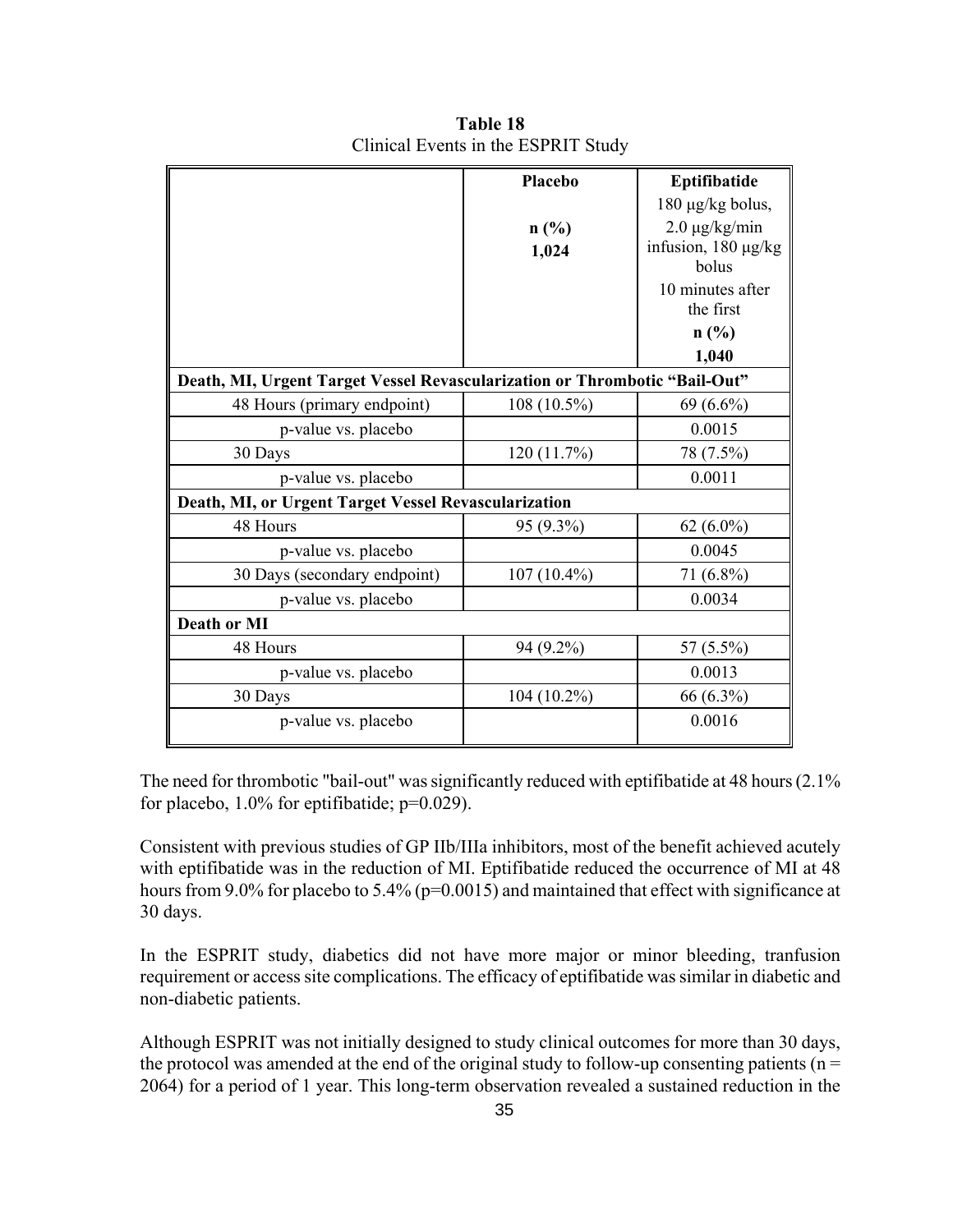**Table 18**
Clinical Events in the ESPRIT Study

| | Placebo<br><br>n (%)<br>1,024 | Eptifibatide<br>180 µg/kg bolus, 2.0 µg/kg/min infusion, 180 µg/kg bolus 10 minutes after the first<br>n (%)<br>1,040 |
|---|---|---|
| **Death, MI, Urgent Target Vessel Revascularization or Thrombotic "Bail-Out"** | | |
| 48 Hours (primary endpoint) | 108 (10.5%) | 69 (6.6%) |
| p-value vs. placebo | | 0.0015 |
| 30 Days | 120 (11.7%) | 78 (7.5%) |
| p-value vs. placebo | | 0.0011 |
| **Death, MI, or Urgent Target Vessel Revascularization** | | |
| 48 Hours | 95 (9.3%) | 62 (6.0%) |
| p-value vs. placebo | | 0.0045 |
| 30 Days (secondary endpoint) | 107 (10.4%) | 71 (6.8%) |
| p-value vs. placebo | | 0.0034 |
| **Death or MI** | | |
| 48 Hours | 94 (9.2%) | 57 (5.5%) |
| p-value vs. placebo | | 0.0013 |
| 30 Days | 104 (10.2%) | 66 (6.3%) |
| p-value vs. placebo | | 0.0016 |

The need for thrombotic "bail-out" was significantly reduced with eptifibatide at 48 hours (2.1% for placebo, 1.0% for eptifibatide; p=0.029).

Consistent with previous studies of GP IIb/IIIa inhibitors, most of the benefit achieved acutely with eptifibatide was in the reduction of MI. Eptifibatide reduced the occurrence of MI at 48 hours from 9.0% for placebo to 5.4% (p=0.0015) and maintained that effect with significance at 30 days.

In the ESPRIT study, diabetics did not have more major or minor bleeding, tranfusion requirement or access site complications. The efficacy of eptifibatide was similar in diabetic and non-diabetic patients.

Although ESPRIT was not initially designed to study clinical outcomes for more than 30 days, the protocol was amended at the end of the original study to follow-up consenting patients (n = 2064) for a period of 1 year. This long-term observation revealed a sustained reduction in the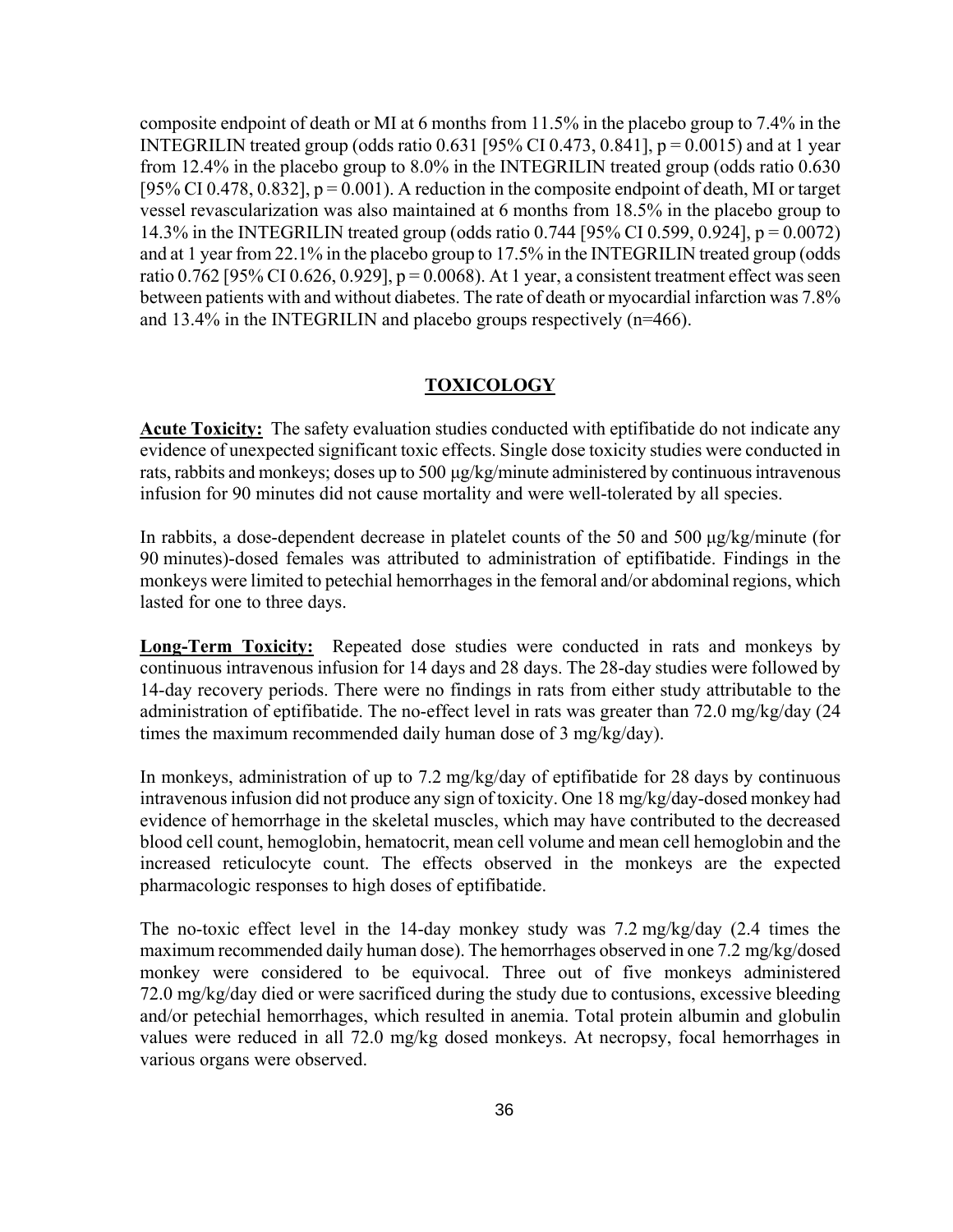composite endpoint of death or MI at 6 months from 11.5% in the placebo group to 7.4% in the INTEGRILIN treated group (odds ratio 0.631 [95% CI 0.473, 0.841], p = 0.0015) and at 1 year from 12.4% in the placebo group to 8.0% in the INTEGRILIN treated group (odds ratio 0.630 [95% CI 0.478, 0.832], p = 0.001). A reduction in the composite endpoint of death, MI or target vessel revascularization was also maintained at 6 months from 18.5% in the placebo group to 14.3% in the INTEGRILIN treated group (odds ratio 0.744 [95% CI 0.599, 0.924], p = 0.0072) and at 1 year from 22.1% in the placebo group to 17.5% in the INTEGRILIN treated group (odds ratio 0.762 [95% CI 0.626, 0.929], p = 0.0068). At 1 year, a consistent treatment effect was seen between patients with and without diabetes. The rate of death or myocardial infarction was 7.8% and 13.4% in the INTEGRILIN and placebo groups respectively (n=466).

## TOXICOLOGY

**Acute Toxicity:** The safety evaluation studies conducted with eptifibatide do not indicate any evidence of unexpected significant toxic effects. Single dose toxicity studies were conducted in rats, rabbits and monkeys; doses up to 500 μg/kg/minute administered by continuous intravenous infusion for 90 minutes did not cause mortality and were well-tolerated by all species.

In rabbits, a dose-dependent decrease in platelet counts of the 50 and 500 μg/kg/minute (for 90 minutes)-dosed females was attributed to administration of eptifibatide. Findings in the monkeys were limited to petechial hemorrhages in the femoral and/or abdominal regions, which lasted for one to three days.

**Long-Term Toxicity:** Repeated dose studies were conducted in rats and monkeys by continuous intravenous infusion for 14 days and 28 days. The 28-day studies were followed by 14-day recovery periods. There were no findings in rats from either study attributable to the administration of eptifibatide. The no-effect level in rats was greater than 72.0 mg/kg/day (24 times the maximum recommended daily human dose of 3 mg/kg/day).

In monkeys, administration of up to 7.2 mg/kg/day of eptifibatide for 28 days by continuous intravenous infusion did not produce any sign of toxicity. One 18 mg/kg/day-dosed monkey had evidence of hemorrhage in the skeletal muscles, which may have contributed to the decreased blood cell count, hemoglobin, hematocrit, mean cell volume and mean cell hemoglobin and the increased reticulocyte count. The effects observed in the monkeys are the expected pharmacologic responses to high doses of eptifibatide.

The no-toxic effect level in the 14-day monkey study was 7.2 mg/kg/day (2.4 times the maximum recommended daily human dose). The hemorrhages observed in one 7.2 mg/kg/dosed monkey were considered to be equivocal. Three out of five monkeys administered 72.0 mg/kg/day died or were sacrificed during the study due to contusions, excessive bleeding and/or petechial hemorrhages, which resulted in anemia. Total protein albumin and globulin values were reduced in all 72.0 mg/kg dosed monkeys. At necropsy, focal hemorrhages in various organs were observed.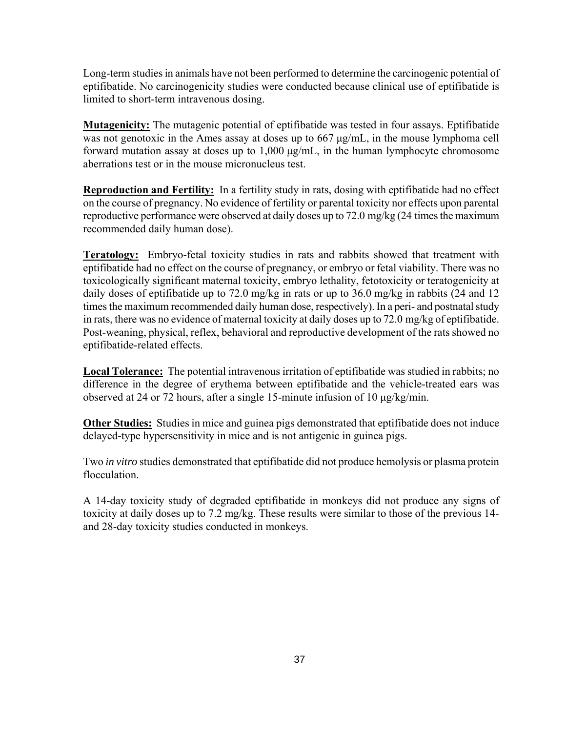Long-term studies in animals have not been performed to determine the carcinogenic potential of eptifibatide. No carcinogenicity studies were conducted because clinical use of eptifibatide is limited to short-term intravenous dosing.

**Mutagenicity:** The mutagenic potential of eptifibatide was tested in four assays. Eptifibatide was not genotoxic in the Ames assay at doses up to 667 µg/mL, in the mouse lymphoma cell forward mutation assay at doses up to 1,000 µg/mL, in the human lymphocyte chromosome aberrations test or in the mouse micronucleus test.

**Reproduction and Fertility:** In a fertility study in rats, dosing with eptifibatide had no effect on the course of pregnancy. No evidence of fertility or parental toxicity nor effects upon parental reproductive performance were observed at daily doses up to 72.0 mg/kg (24 times the maximum recommended daily human dose).

**Teratology:** Embryo-fetal toxicity studies in rats and rabbits showed that treatment with eptifibatide had no effect on the course of pregnancy, or embryo or fetal viability. There was no toxicologically significant maternal toxicity, embryo lethality, fetotoxicity or teratogenicity at daily doses of eptifibatide up to 72.0 mg/kg in rats or up to 36.0 mg/kg in rabbits (24 and 12 times the maximum recommended daily human dose, respectively). In a peri- and postnatal study in rats, there was no evidence of maternal toxicity at daily doses up to 72.0 mg/kg of eptifibatide. Post-weaning, physical, reflex, behavioral and reproductive development of the rats showed no eptifibatide-related effects.

**Local Tolerance:** The potential intravenous irritation of eptifibatide was studied in rabbits; no difference in the degree of erythema between eptifibatide and the vehicle-treated ears was observed at 24 or 72 hours, after a single 15-minute infusion of 10 µg/kg/min.

**Other Studies:** Studies in mice and guinea pigs demonstrated that eptifibatide does not induce delayed-type hypersensitivity in mice and is not antigenic in guinea pigs.

Two *in vitro* studies demonstrated that eptifibatide did not produce hemolysis or plasma protein flocculation.

A 14-day toxicity study of degraded eptifibatide in monkeys did not produce any signs of toxicity at daily doses up to 7.2 mg/kg. These results were similar to those of the previous 14- and 28-day toxicity studies conducted in monkeys.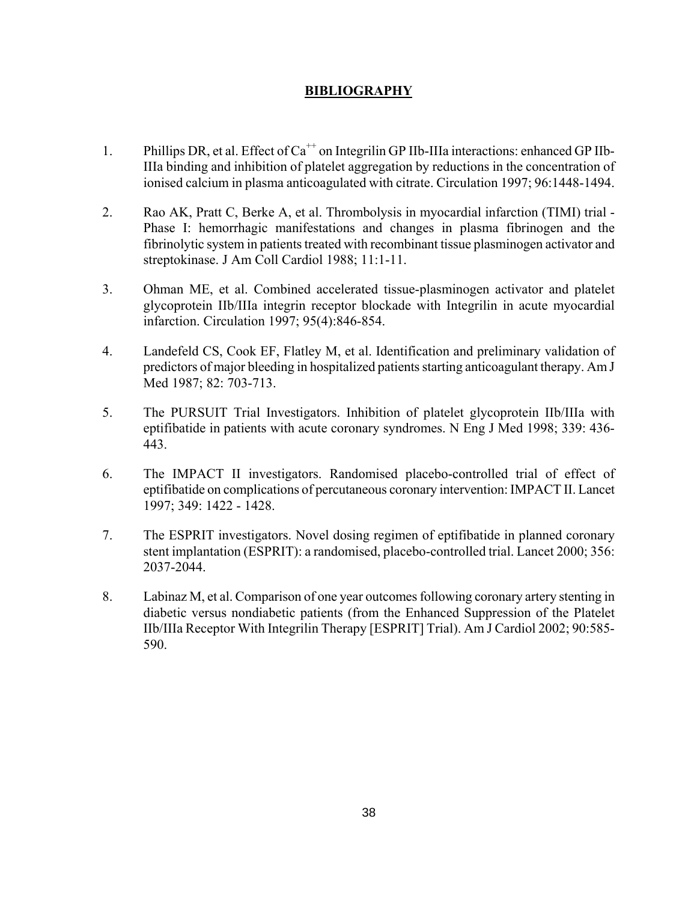## BIBLIOGRAPHY

1. Phillips DR, et al. Effect of $Ca^{++}$ on Integrilin GP IIb-IIIa interactions: enhanced GP IIb-IIIa binding and inhibition of platelet aggregation by reductions in the concentration of ionised calcium in plasma anticoagulated with citrate. Circulation 1997; 96:1448-1494.

2. Rao AK, Pratt C, Berke A, et al. Thrombolysis in myocardial infarction (TIMI) trial - Phase I: hemorrhagic manifestations and changes in plasma fibrinogen and the fibrinolytic system in patients treated with recombinant tissue plasminogen activator and streptokinase. J Am Coll Cardiol 1988; 11:1-11.

3. Ohman ME, et al. Combined accelerated tissue-plasminogen activator and platelet glycoprotein IIb/IIIa integrin receptor blockade with Integrilin in acute myocardial infarction. Circulation 1997; 95(4):846-854.

4. Landefeld CS, Cook EF, Flatley M, et al. Identification and preliminary validation of predictors of major bleeding in hospitalized patients starting anticoagulant therapy. Am J Med 1987; 82: 703-713.

5. The PURSUIT Trial Investigators. Inhibition of platelet glycoprotein IIb/IIIa with eptifibatide in patients with acute coronary syndromes. N Eng J Med 1998; 339: 436-443.

6. The IMPACT II investigators. Randomised placebo-controlled trial of effect of eptifibatide on complications of percutaneous coronary intervention: IMPACT II. Lancet 1997; 349: 1422 - 1428.

7. The ESPRIT investigators. Novel dosing regimen of eptifibatide in planned coronary stent implantation (ESPRIT): a randomised, placebo-controlled trial. Lancet 2000; 356: 2037-2044.

8. Labinaz M, et al. Comparison of one year outcomes following coronary artery stenting in diabetic versus nondiabetic patients (from the Enhanced Suppression of the Platelet IIb/IIIa Receptor With Integrilin Therapy [ESPRIT] Trial). Am J Cardiol 2002; 90:585-590.